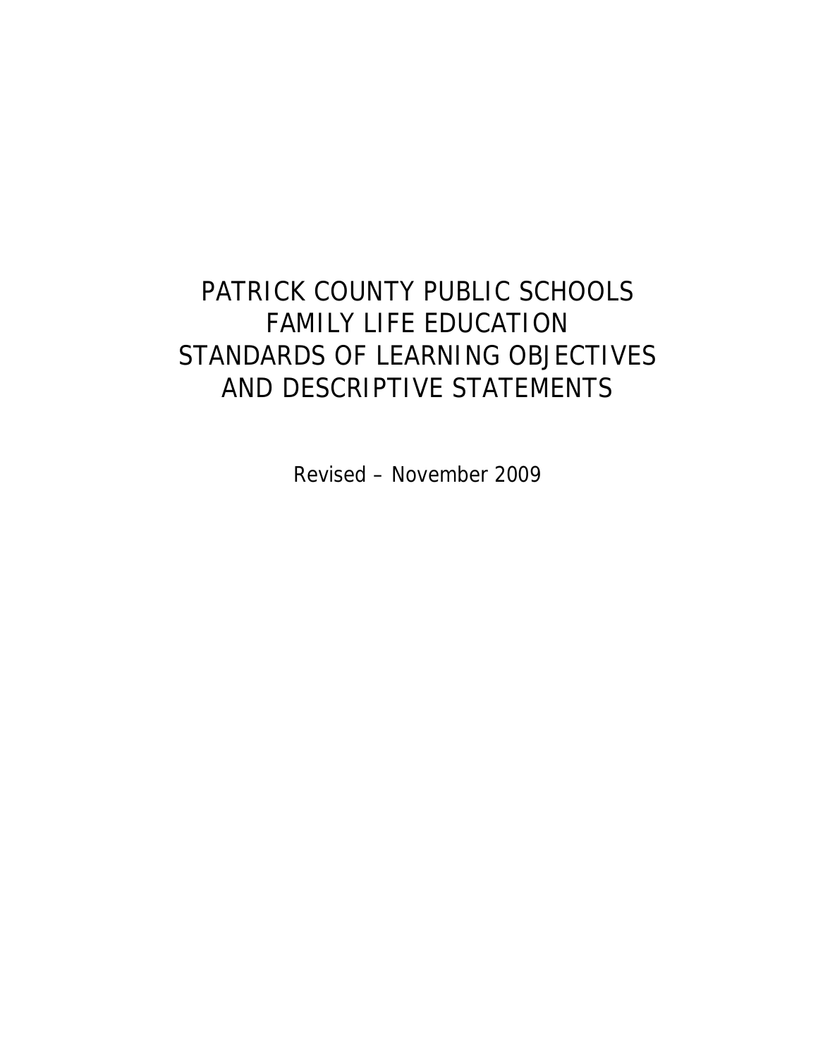# PATRICK COUNTY PUBLIC SCHOOLS FAMILY LIFE EDUCATION STANDARDS OF LEARNING OBJECTIVES AND DESCRIPTIVE STATEMENTS

Revised – November 2009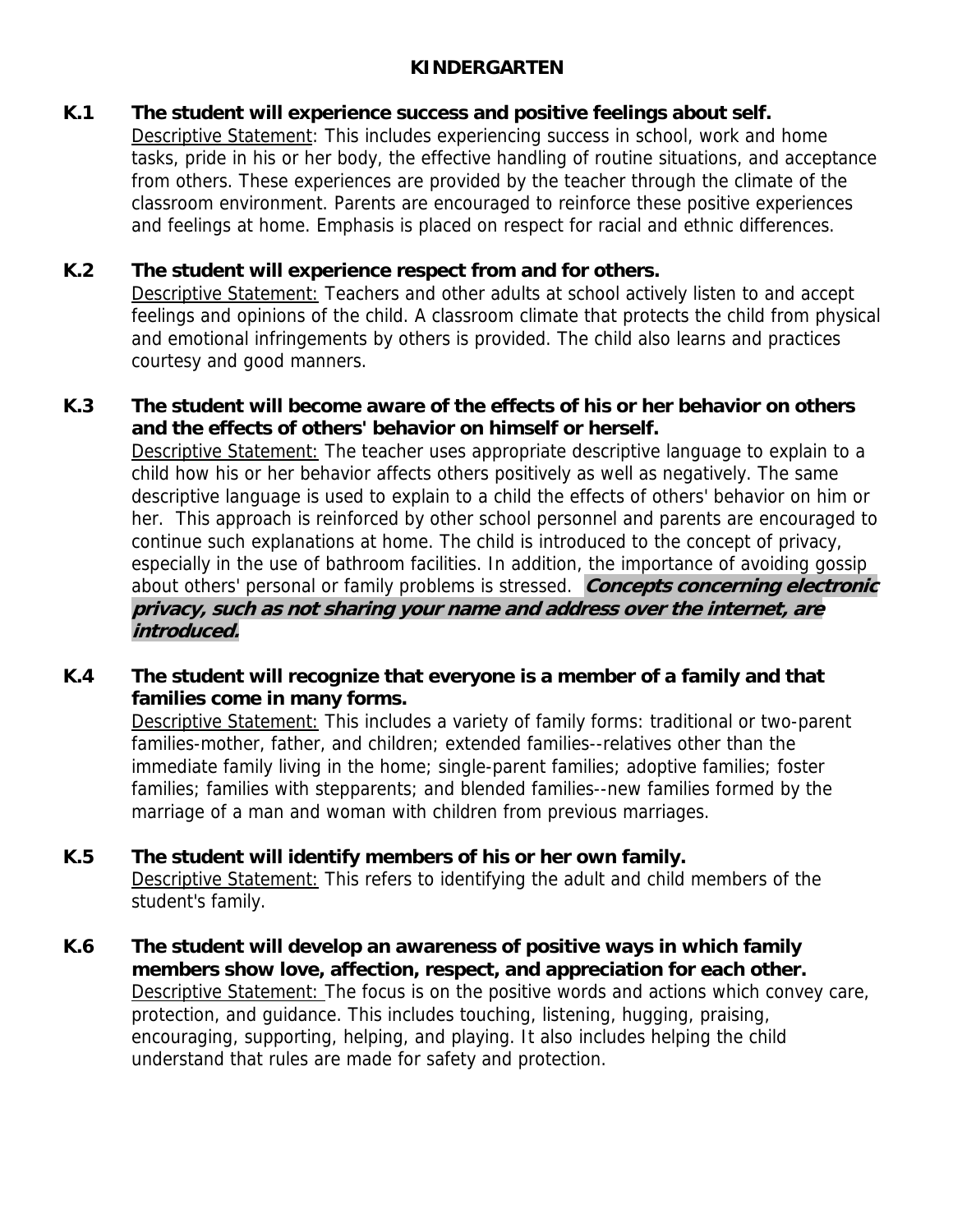# KINDERGARTEN

**K.1 The student will experience success and positive feelings about self.**

Descriptive Statement: This includes experiencing success in school, work and home tasks, pride in his or her body, the effective handling of routine situations, and acceptance from others. These experiences are provided by the teacher through the climate of the classroom environment. Parents are encouraged to reinforce these positive experiences and feelings at home. Emphasis is placed on respect for racial and ethnic differences.

**K.2 The student will experience respect from and for others.**

Descriptive Statement: Teachers and other adults at school actively listen to and accept feelings and opinions of the child. A classroom climate that protects the child from physical and emotional infringements by others is provided. The child also learns and practices courtesy and good manners.

**K.3 The student will become aware of the effects of his or her behavior on others and the effects of others' behavior on himself or herself.**

Descriptive Statement: The teacher uses appropriate descriptive language to explain to a child how his or her behavior affects others positively as well as negatively. The same descriptive language is used to explain to a child the effects of others' behavior on him or her. This approach is reinforced by other school personnel and parents are encouraged to continue such explanations at home. The child is introduced to the concept of privacy, especially in the use of bathroom facilities. In addition, the importance of avoiding gossip about others' personal or family problems is stressed. ***Concepts concerning electronic privacy, such as not sharing your name and address over the internet, are introduced.***

**K.4 The student will recognize that everyone is a member of a family and that families come in many forms.**

Descriptive Statement: This includes a variety of family forms: traditional or two-parent families-mother, father, and children; extended families--relatives other than the immediate family living in the home; single-parent families; adoptive families; foster families; families with stepparents; and blended families--new families formed by the marriage of a man and woman with children from previous marriages.

**K.5 The student will identify members of his or her own family.**

Descriptive Statement: This refers to identifying the adult and child members of the student's family.

**K.6 The student will develop an awareness of positive ways in which family members show love, affection, respect, and appreciation for each other.**

Descriptive Statement: The focus is on the positive words and actions which convey care, protection, and guidance. This includes touching, listening, hugging, praising, encouraging, supporting, helping, and playing. It also includes helping the child understand that rules are made for safety and protection.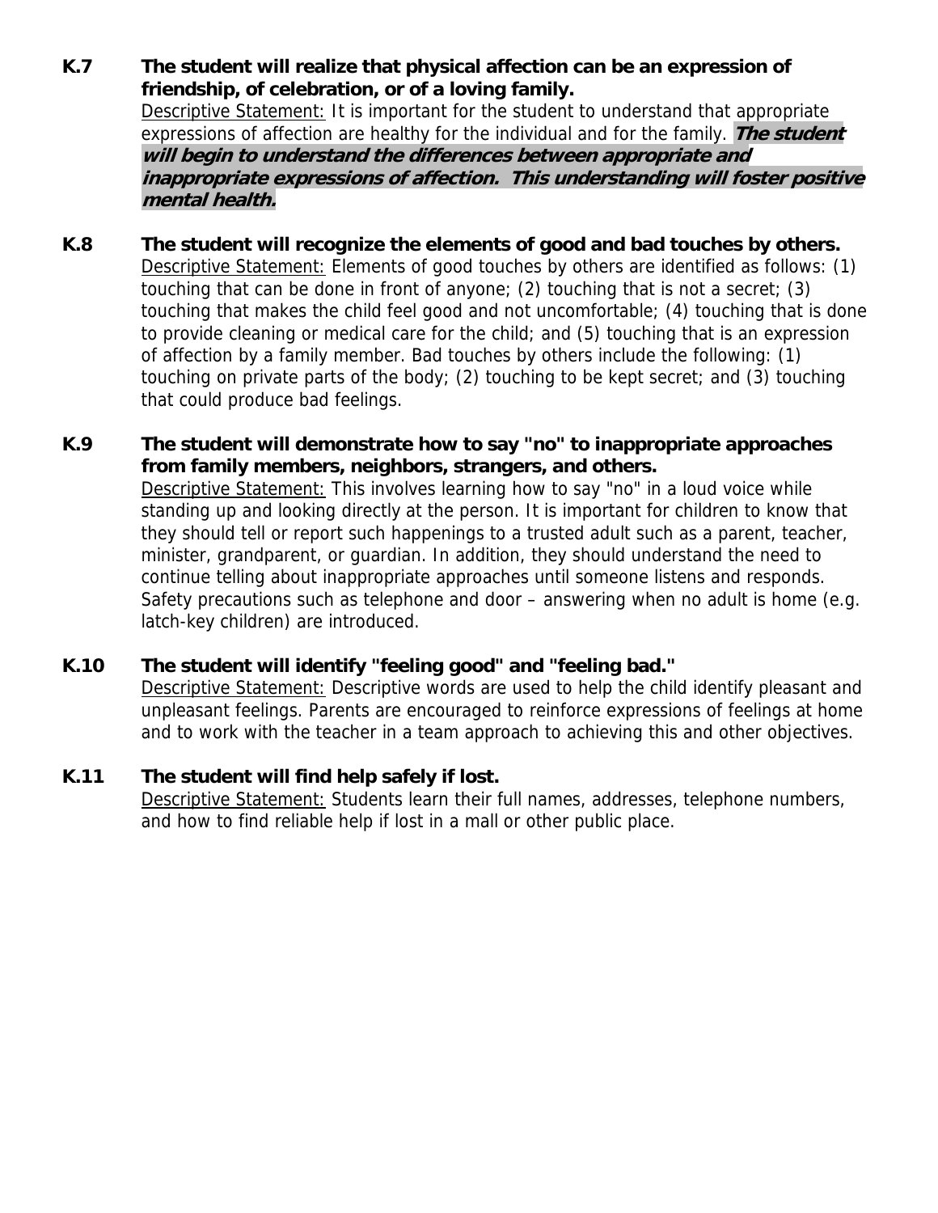**K.7 The student will realize that physical affection can be an expression of friendship, of celebration, or of a loving family.**

Descriptive Statement: It is important for the student to understand that appropriate expressions of affection are healthy for the individual and for the family. ***The student will begin to understand the differences between appropriate and inappropriate expressions of affection. This understanding will foster positive mental health.***

**K.8 The student will recognize the elements of good and bad touches by others.**

Descriptive Statement: Elements of good touches by others are identified as follows: (1) touching that can be done in front of anyone; (2) touching that is not a secret; (3) touching that makes the child feel good and not uncomfortable; (4) touching that is done to provide cleaning or medical care for the child; and (5) touching that is an expression of affection by a family member. Bad touches by others include the following: (1) touching on private parts of the body; (2) touching to be kept secret; and (3) touching that could produce bad feelings.

**K.9 The student will demonstrate how to say "no" to inappropriate approaches from family members, neighbors, strangers, and others.**

Descriptive Statement: This involves learning how to say "no" in a loud voice while standing up and looking directly at the person. It is important for children to know that they should tell or report such happenings to a trusted adult such as a parent, teacher, minister, grandparent, or guardian. In addition, they should understand the need to continue telling about inappropriate approaches until someone listens and responds. Safety precautions such as telephone and door – answering when no adult is home (e.g. latch-key children) are introduced.

**K.10 The student will identify "feeling good" and "feeling bad."**

Descriptive Statement: Descriptive words are used to help the child identify pleasant and unpleasant feelings. Parents are encouraged to reinforce expressions of feelings at home and to work with the teacher in a team approach to achieving this and other objectives.

**K.11 The student will find help safely if lost.**

Descriptive Statement: Students learn their full names, addresses, telephone numbers, and how to find reliable help if lost in a mall or other public place.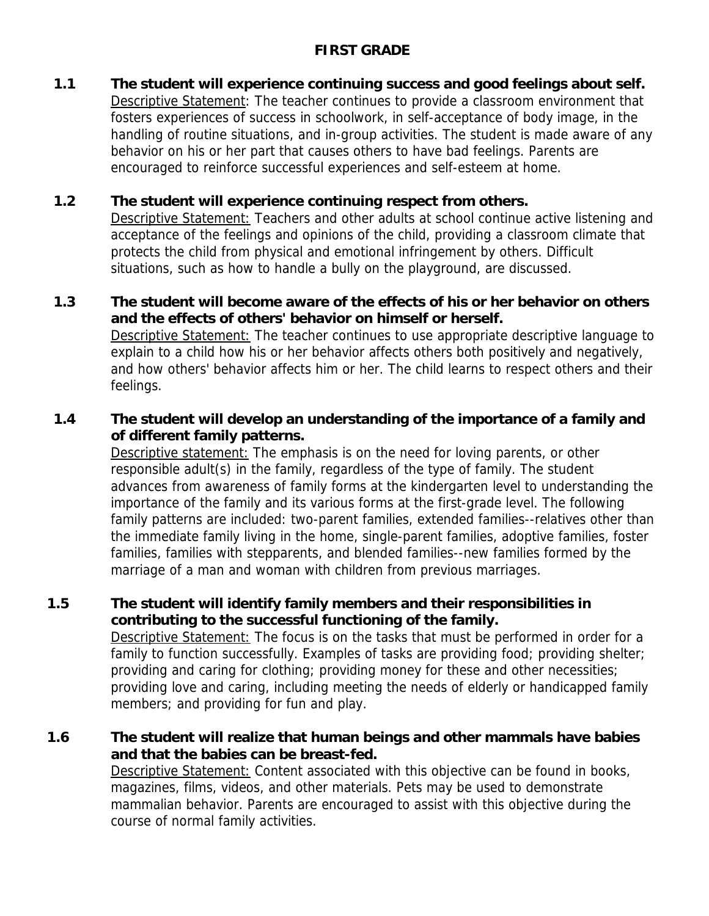## FIRST GRADE

**1.1 The student will experience continuing success and good feelings about self.**

Descriptive Statement: The teacher continues to provide a classroom environment that fosters experiences of success in schoolwork, in self-acceptance of body image, in the handling of routine situations, and in-group activities. The student is made aware of any behavior on his or her part that causes others to have bad feelings. Parents are encouraged to reinforce successful experiences and self-esteem at home.

**1.2 The student will experience continuing respect from others.**

Descriptive Statement: Teachers and other adults at school continue active listening and acceptance of the feelings and opinions of the child, providing a classroom climate that protects the child from physical and emotional infringement by others. Difficult situations, such as how to handle a bully on the playground, are discussed.

**1.3 The student will become aware of the effects of his or her behavior on others and the effects of others' behavior on himself or herself.**

Descriptive Statement: The teacher continues to use appropriate descriptive language to explain to a child how his or her behavior affects others both positively and negatively, and how others' behavior affects him or her. The child learns to respect others and their feelings.

**1.4 The student will develop an understanding of the importance of a family and of different family patterns.**

Descriptive statement: The emphasis is on the need for loving parents, or other responsible adult(s) in the family, regardless of the type of family. The student advances from awareness of family forms at the kindergarten level to understanding the importance of the family and its various forms at the first-grade level. The following family patterns are included: two-parent families, extended families--relatives other than the immediate family living in the home, single-parent families, adoptive families, foster families, families with stepparents, and blended families--new families formed by the marriage of a man and woman with children from previous marriages.

**1.5 The student will identify family members and their responsibilities in contributing to the successful functioning of the family.**

Descriptive Statement: The focus is on the tasks that must be performed in order for a family to function successfully. Examples of tasks are providing food; providing shelter; providing and caring for clothing; providing money for these and other necessities; providing love and caring, including meeting the needs of elderly or handicapped family members; and providing for fun and play.

**1.6 The student will realize that human beings and other mammals have babies and that the babies can be breast-fed.**

Descriptive Statement: Content associated with this objective can be found in books, magazines, films, videos, and other materials. Pets may be used to demonstrate mammalian behavior. Parents are encouraged to assist with this objective during the course of normal family activities.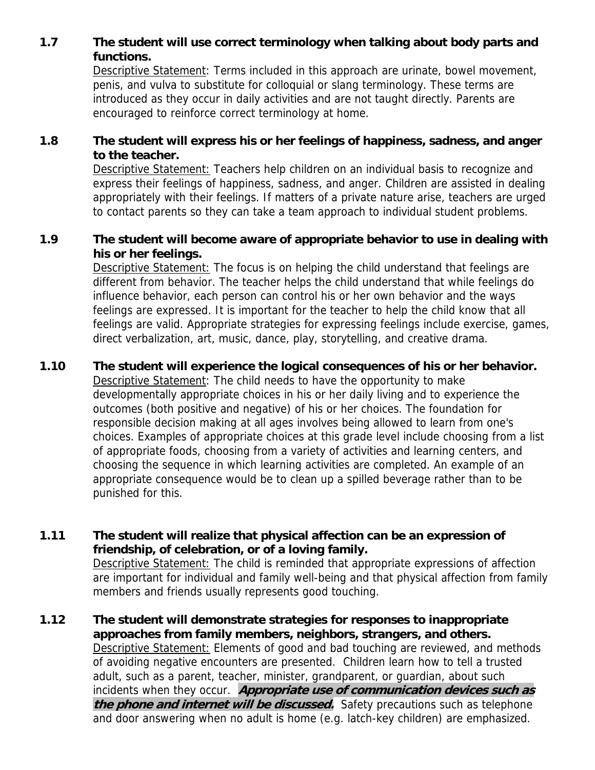**1.7 The student will use correct terminology when talking about body parts and functions.**

Descriptive Statement: Terms included in this approach are urinate, bowel movement, penis, and vulva to substitute for colloquial or slang terminology. These terms are introduced as they occur in daily activities and are not taught directly. Parents are encouraged to reinforce correct terminology at home.

**1.8 The student will express his or her feelings of happiness, sadness, and anger to the teacher.**

Descriptive Statement: Teachers help children on an individual basis to recognize and express their feelings of happiness, sadness, and anger. Children are assisted in dealing appropriately with their feelings. If matters of a private nature arise, teachers are urged to contact parents so they can take a team approach to individual student problems.

**1.9 The student will become aware of appropriate behavior to use in dealing with his or her feelings.**

Descriptive Statement: The focus is on helping the child understand that feelings are different from behavior. The teacher helps the child understand that while feelings do influence behavior, each person can control his or her own behavior and the ways feelings are expressed. It is important for the teacher to help the child know that all feelings are valid. Appropriate strategies for expressing feelings include exercise, games, direct verbalization, art, music, dance, play, storytelling, and creative drama.

**1.10 The student will experience the logical consequences of his or her behavior.**

Descriptive Statement: The child needs to have the opportunity to make developmentally appropriate choices in his or her daily living and to experience the outcomes (both positive and negative) of his or her choices. The foundation for responsible decision making at all ages involves being allowed to learn from one's choices. Examples of appropriate choices at this grade level include choosing from a list of appropriate foods, choosing from a variety of activities and learning centers, and choosing the sequence in which learning activities are completed. An example of an appropriate consequence would be to clean up a spilled beverage rather than to be punished for this.

**1.11 The student will realize that physical affection can be an expression of friendship, of celebration, or of a loving family.**

Descriptive Statement: The child is reminded that appropriate expressions of affection are important for individual and family well-being and that physical affection from family members and friends usually represents good touching.

**1.12 The student will demonstrate strategies for responses to inappropriate approaches from family members, neighbors, strangers, and others.**

Descriptive Statement: Elements of good and bad touching are reviewed, and methods of avoiding negative encounters are presented. Children learn how to tell a trusted adult, such as a parent, teacher, minister, grandparent, or guardian, about such incidents when they occur. ***Appropriate use of communication devices such as the phone and internet will be discussed.*** Safety precautions such as telephone and door answering when no adult is home (e.g. latch-key children) are emphasized.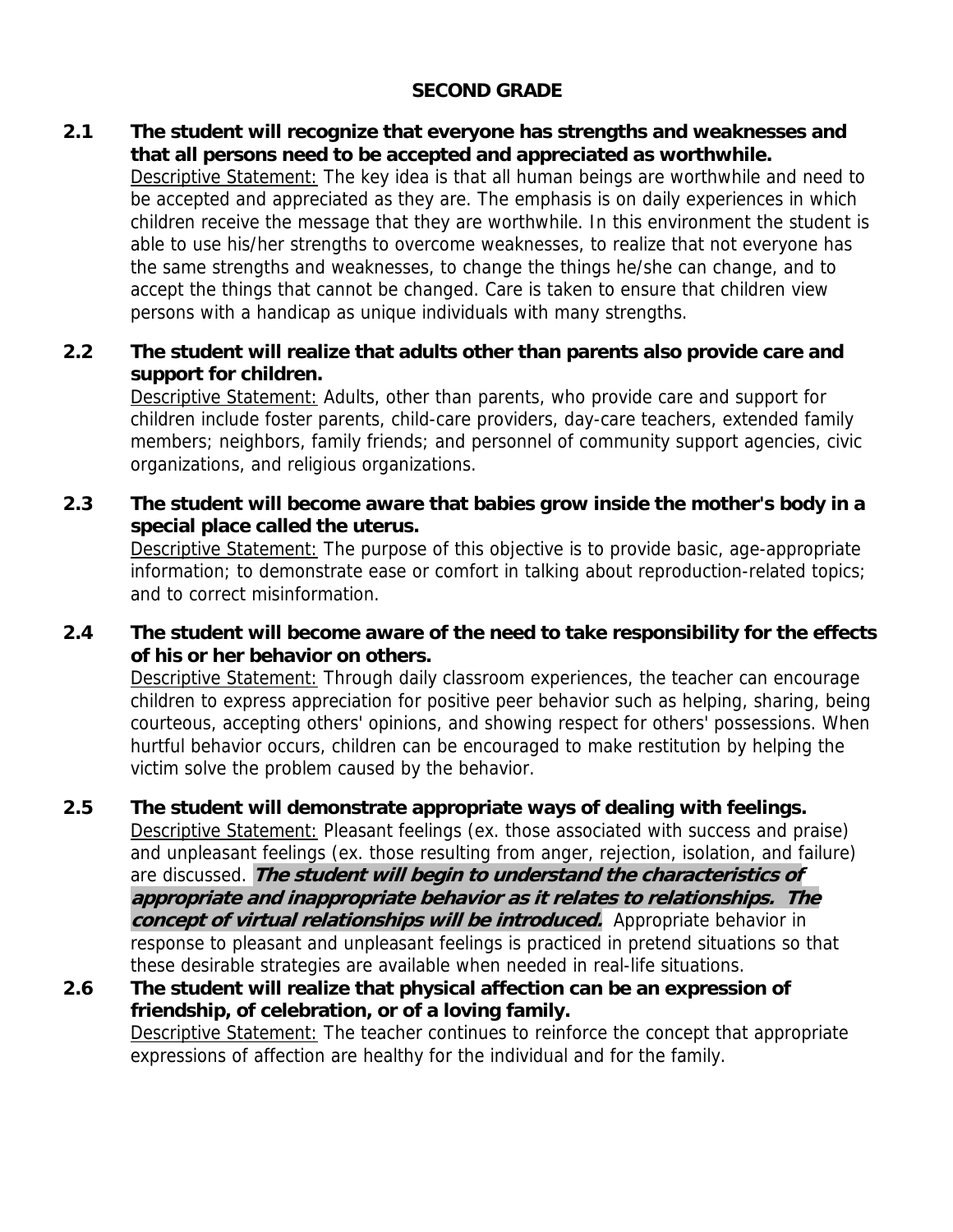## SECOND GRADE

**2.1 The student will recognize that everyone has strengths and weaknesses and that all persons need to be accepted and appreciated as worthwhile.**

Descriptive Statement: The key idea is that all human beings are worthwhile and need to be accepted and appreciated as they are. The emphasis is on daily experiences in which children receive the message that they are worthwhile. In this environment the student is able to use his/her strengths to overcome weaknesses, to realize that not everyone has the same strengths and weaknesses, to change the things he/she can change, and to accept the things that cannot be changed. Care is taken to ensure that children view persons with a handicap as unique individuals with many strengths.

**2.2 The student will realize that adults other than parents also provide care and support for children.**

Descriptive Statement: Adults, other than parents, who provide care and support for children include foster parents, child-care providers, day-care teachers, extended family members; neighbors, family friends; and personnel of community support agencies, civic organizations, and religious organizations.

**2.3 The student will become aware that babies grow inside the mother's body in a special place called the uterus.**

Descriptive Statement: The purpose of this objective is to provide basic, age-appropriate information; to demonstrate ease or comfort in talking about reproduction-related topics; and to correct misinformation.

**2.4 The student will become aware of the need to take responsibility for the effects of his or her behavior on others.**

Descriptive Statement: Through daily classroom experiences, the teacher can encourage children to express appreciation for positive peer behavior such as helping, sharing, being courteous, accepting others' opinions, and showing respect for others' possessions. When hurtful behavior occurs, children can be encouraged to make restitution by helping the victim solve the problem caused by the behavior.

**2.5 The student will demonstrate appropriate ways of dealing with feelings.**

Descriptive Statement: Pleasant feelings (ex. those associated with success and praise) and unpleasant feelings (ex. those resulting from anger, rejection, isolation, and failure) are discussed. ***The student will begin to understand the characteristics of appropriate and inappropriate behavior as it relates to relationships. The concept of virtual relationships will be introduced.*** Appropriate behavior in response to pleasant and unpleasant feelings is practiced in pretend situations so that these desirable strategies are available when needed in real-life situations.

**2.6 The student will realize that physical affection can be an expression of friendship, of celebration, or of a loving family.**

Descriptive Statement: The teacher continues to reinforce the concept that appropriate expressions of affection are healthy for the individual and for the family.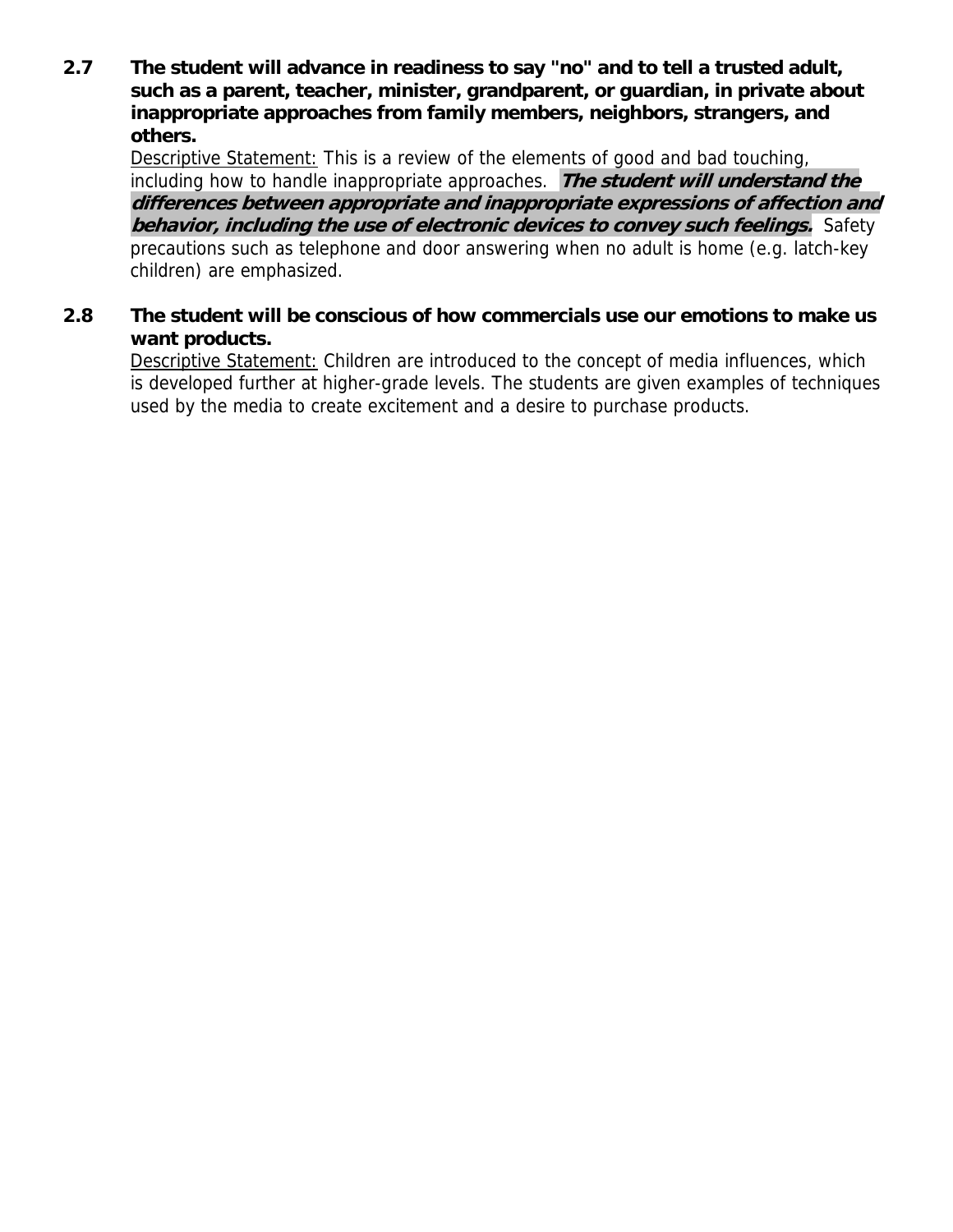**2.7 The student will advance in readiness to say "no" and to tell a trusted adult, such as a parent, teacher, minister, grandparent, or guardian, in private about inappropriate approaches from family members, neighbors, strangers, and others.**

Descriptive Statement: This is a review of the elements of good and bad touching, including how to handle inappropriate approaches. ***The student will understand the differences between appropriate and inappropriate expressions of affection and behavior, including the use of electronic devices to convey such feelings.*** Safety precautions such as telephone and door answering when no adult is home (e.g. latch-key children) are emphasized.

**2.8 The student will be conscious of how commercials use our emotions to make us want products.**

Descriptive Statement: Children are introduced to the concept of media influences, which is developed further at higher-grade levels. The students are given examples of techniques used by the media to create excitement and a desire to purchase products.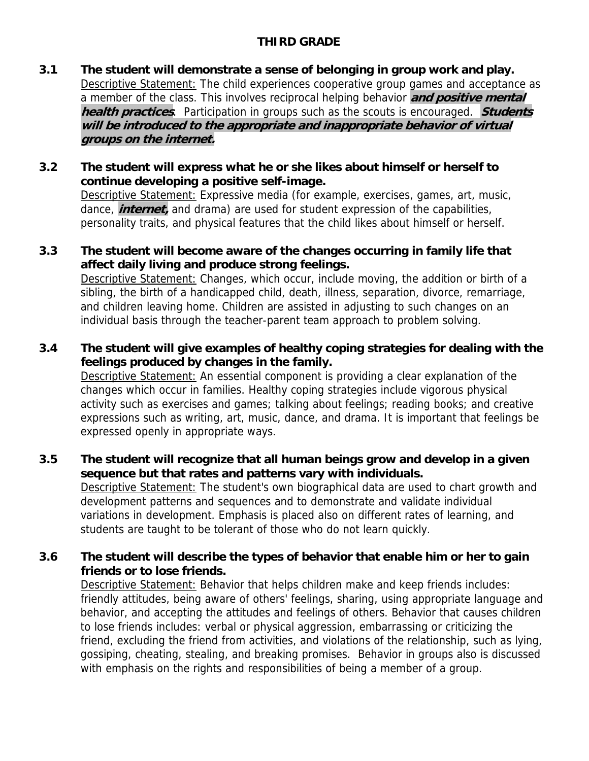## THIRD GRADE

**3.1 The student will demonstrate a sense of belonging in group work and play.**
Descriptive Statement: The child experiences cooperative group games and acceptance as a member of the class. This involves reciprocal helping behavior ***and positive mental health practices***. Participation in groups such as the scouts is encouraged. ***Students will be introduced to the appropriate and inappropriate behavior of virtual groups on the internet.***

**3.2 The student will express what he or she likes about himself or herself to continue developing a positive self-image.**
Descriptive Statement: Expressive media (for example, exercises, games, art, music, dance, ***internet,*** and drama) are used for student expression of the capabilities, personality traits, and physical features that the child likes about himself or herself.

**3.3 The student will become aware of the changes occurring in family life that affect daily living and produce strong feelings.**
Descriptive Statement: Changes, which occur, include moving, the addition or birth of a sibling, the birth of a handicapped child, death, illness, separation, divorce, remarriage, and children leaving home. Children are assisted in adjusting to such changes on an individual basis through the teacher-parent team approach to problem solving.

**3.4 The student will give examples of healthy coping strategies for dealing with the feelings produced by changes in the family.**
Descriptive Statement: An essential component is providing a clear explanation of the changes which occur in families. Healthy coping strategies include vigorous physical activity such as exercises and games; talking about feelings; reading books; and creative expressions such as writing, art, music, dance, and drama. It is important that feelings be expressed openly in appropriate ways.

**3.5 The student will recognize that all human beings grow and develop in a given sequence but that rates and patterns vary with individuals.**
Descriptive Statement: The student's own biographical data are used to chart growth and development patterns and sequences and to demonstrate and validate individual variations in development. Emphasis is placed also on different rates of learning, and students are taught to be tolerant of those who do not learn quickly.

**3.6 The student will describe the types of behavior that enable him or her to gain friends or to lose friends.**
Descriptive Statement: Behavior that helps children make and keep friends includes: friendly attitudes, being aware of others' feelings, sharing, using appropriate language and behavior, and accepting the attitudes and feelings of others. Behavior that causes children to lose friends includes: verbal or physical aggression, embarrassing or criticizing the friend, excluding the friend from activities, and violations of the relationship, such as lying, gossiping, cheating, stealing, and breaking promises. Behavior in groups also is discussed with emphasis on the rights and responsibilities of being a member of a group.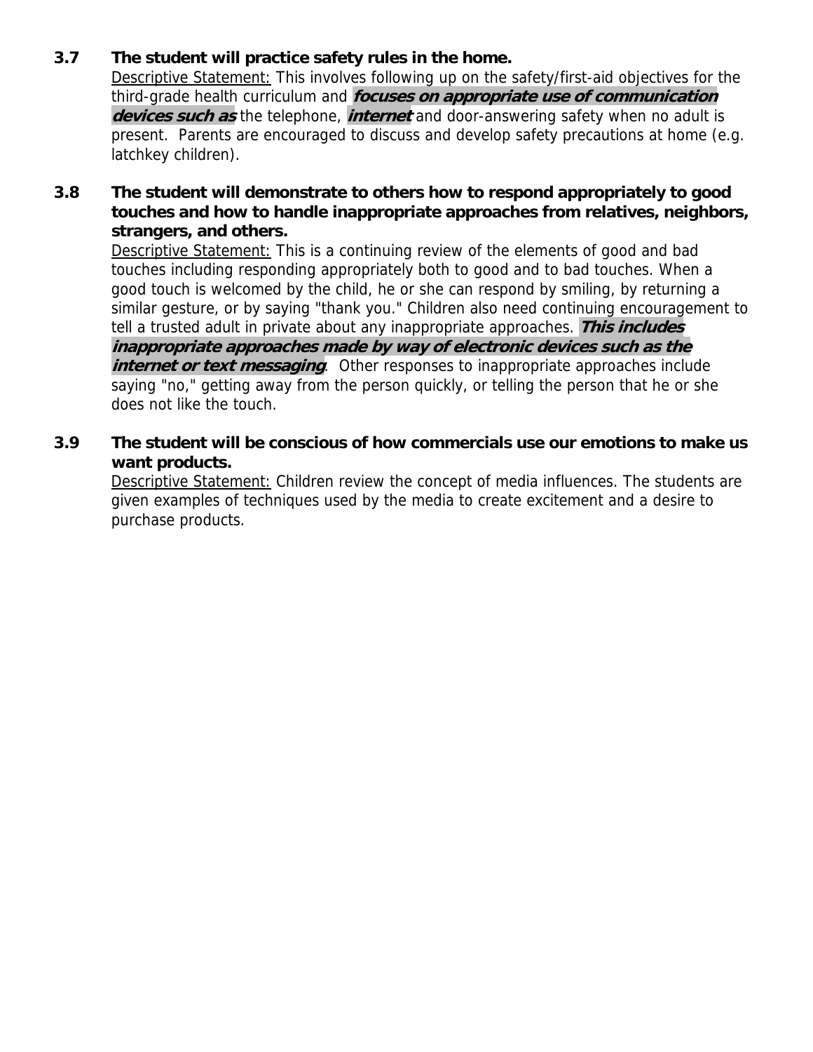**3.7 The student will practice safety rules in the home.**

Descriptive Statement: This involves following up on the safety/first-aid objectives for the third-grade health curriculum and ***focuses on appropriate use of communication devices such as*** the telephone, ***internet*** and door-answering safety when no adult is present. Parents are encouraged to discuss and develop safety precautions at home (e.g. latchkey children).

**3.8 The student will demonstrate to others how to respond appropriately to good touches and how to handle inappropriate approaches from relatives, neighbors, strangers, and others.**

Descriptive Statement: This is a continuing review of the elements of good and bad touches including responding appropriately both to good and to bad touches. When a good touch is welcomed by the child, he or she can respond by smiling, by returning a similar gesture, or by saying "thank you." Children also need continuing encouragement to tell a trusted adult in private about any inappropriate approaches. ***This includes inappropriate approaches made by way of electronic devices such as the internet or text messaging***. Other responses to inappropriate approaches include saying "no," getting away from the person quickly, or telling the person that he or she does not like the touch.

**3.9 The student will be conscious of how commercials use our emotions to make us want products.**

Descriptive Statement: Children review the concept of media influences. The students are given examples of techniques used by the media to create excitement and a desire to purchase products.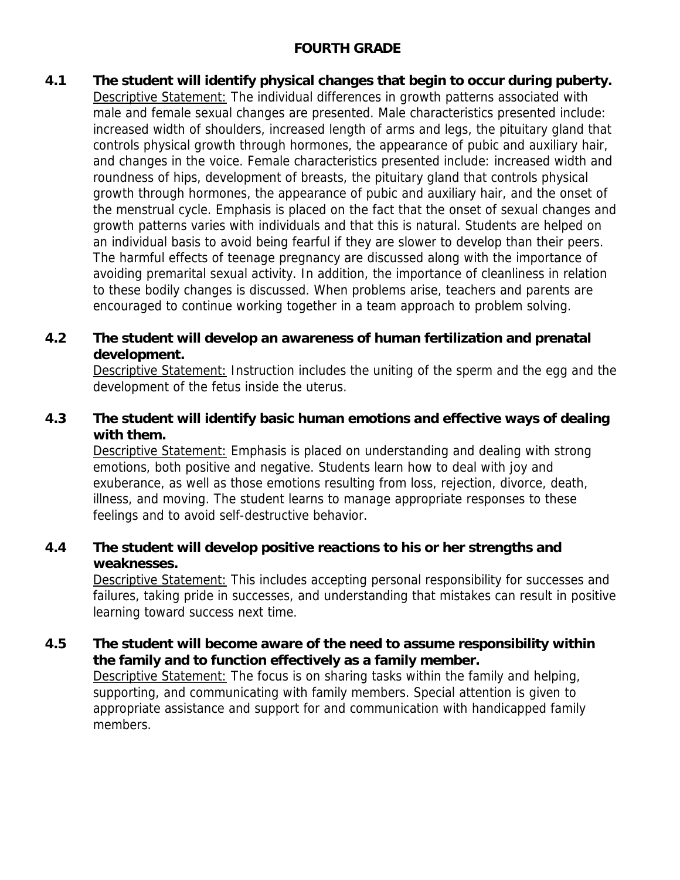# FOURTH GRADE

**4.1 The student will identify physical changes that begin to occur during puberty.**
Descriptive Statement: The individual differences in growth patterns associated with male and female sexual changes are presented. Male characteristics presented include: increased width of shoulders, increased length of arms and legs, the pituitary gland that controls physical growth through hormones, the appearance of pubic and auxiliary hair, and changes in the voice. Female characteristics presented include: increased width and roundness of hips, development of breasts, the pituitary gland that controls physical growth through hormones, the appearance of pubic and auxiliary hair, and the onset of the menstrual cycle. Emphasis is placed on the fact that the onset of sexual changes and growth patterns varies with individuals and that this is natural. Students are helped on an individual basis to avoid being fearful if they are slower to develop than their peers. The harmful effects of teenage pregnancy are discussed along with the importance of avoiding premarital sexual activity. In addition, the importance of cleanliness in relation to these bodily changes is discussed. When problems arise, teachers and parents are encouraged to continue working together in a team approach to problem solving.

**4.2 The student will develop an awareness of human fertilization and prenatal development.**
Descriptive Statement: Instruction includes the uniting of the sperm and the egg and the development of the fetus inside the uterus.

**4.3 The student will identify basic human emotions and effective ways of dealing with them.**
Descriptive Statement: Emphasis is placed on understanding and dealing with strong emotions, both positive and negative. Students learn how to deal with joy and exuberance, as well as those emotions resulting from loss, rejection, divorce, death, illness, and moving. The student learns to manage appropriate responses to these feelings and to avoid self-destructive behavior.

**4.4 The student will develop positive reactions to his or her strengths and weaknesses.**
Descriptive Statement: This includes accepting personal responsibility for successes and failures, taking pride in successes, and understanding that mistakes can result in positive learning toward success next time.

**4.5 The student will become aware of the need to assume responsibility within the family and to function effectively as a family member.**
Descriptive Statement: The focus is on sharing tasks within the family and helping, supporting, and communicating with family members. Special attention is given to appropriate assistance and support for and communication with handicapped family members.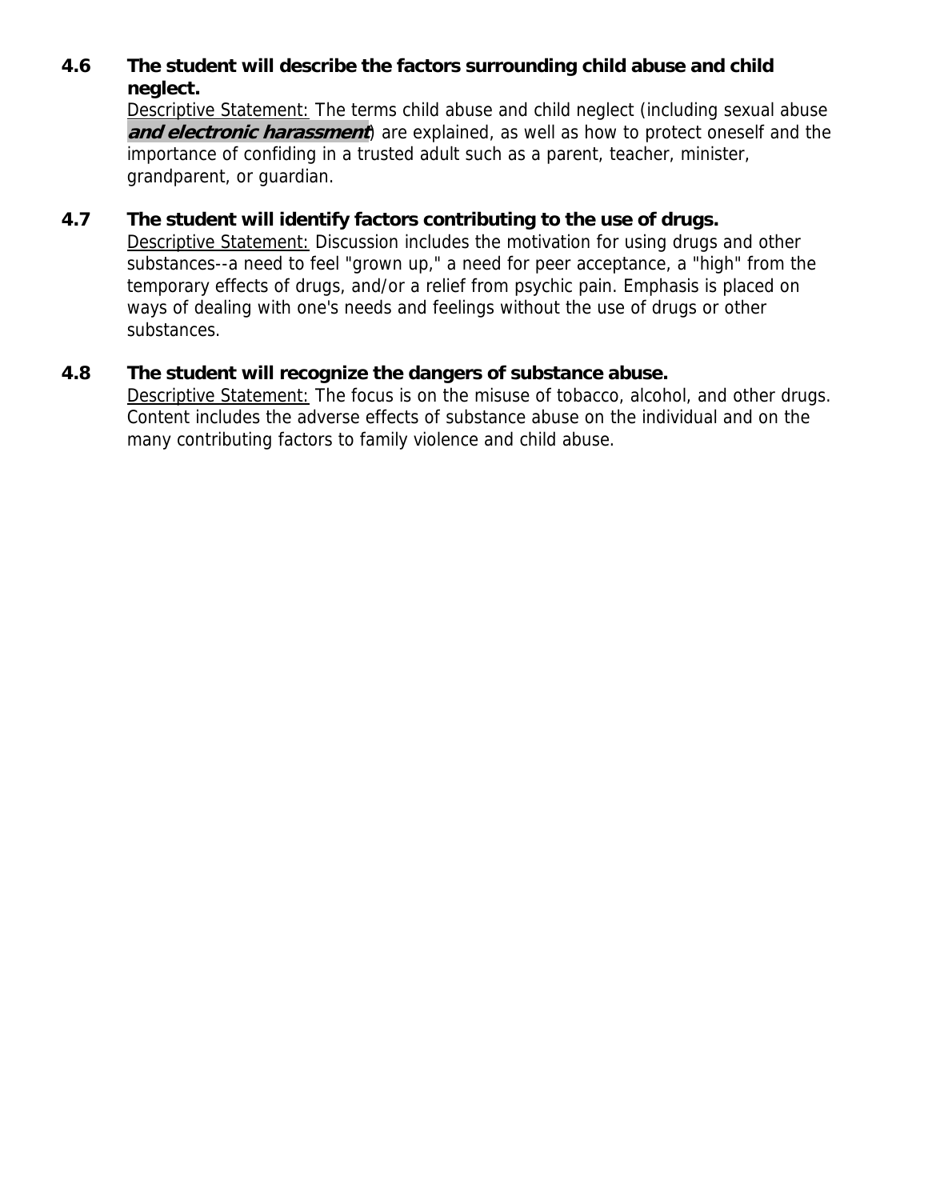**4.6 The student will describe the factors surrounding child abuse and child neglect.**

Descriptive Statement: The terms child abuse and child neglect (including sexual abuse ***and electronic harassment***) are explained, as well as how to protect oneself and the importance of confiding in a trusted adult such as a parent, teacher, minister, grandparent, or guardian.

**4.7 The student will identify factors contributing to the use of drugs.**

Descriptive Statement: Discussion includes the motivation for using drugs and other substances--a need to feel "grown up," a need for peer acceptance, a "high" from the temporary effects of drugs, and/or a relief from psychic pain. Emphasis is placed on ways of dealing with one's needs and feelings without the use of drugs or other substances.

**4.8 The student will recognize the dangers of substance abuse.**

Descriptive Statement: The focus is on the misuse of tobacco, alcohol, and other drugs. Content includes the adverse effects of substance abuse on the individual and on the many contributing factors to family violence and child abuse.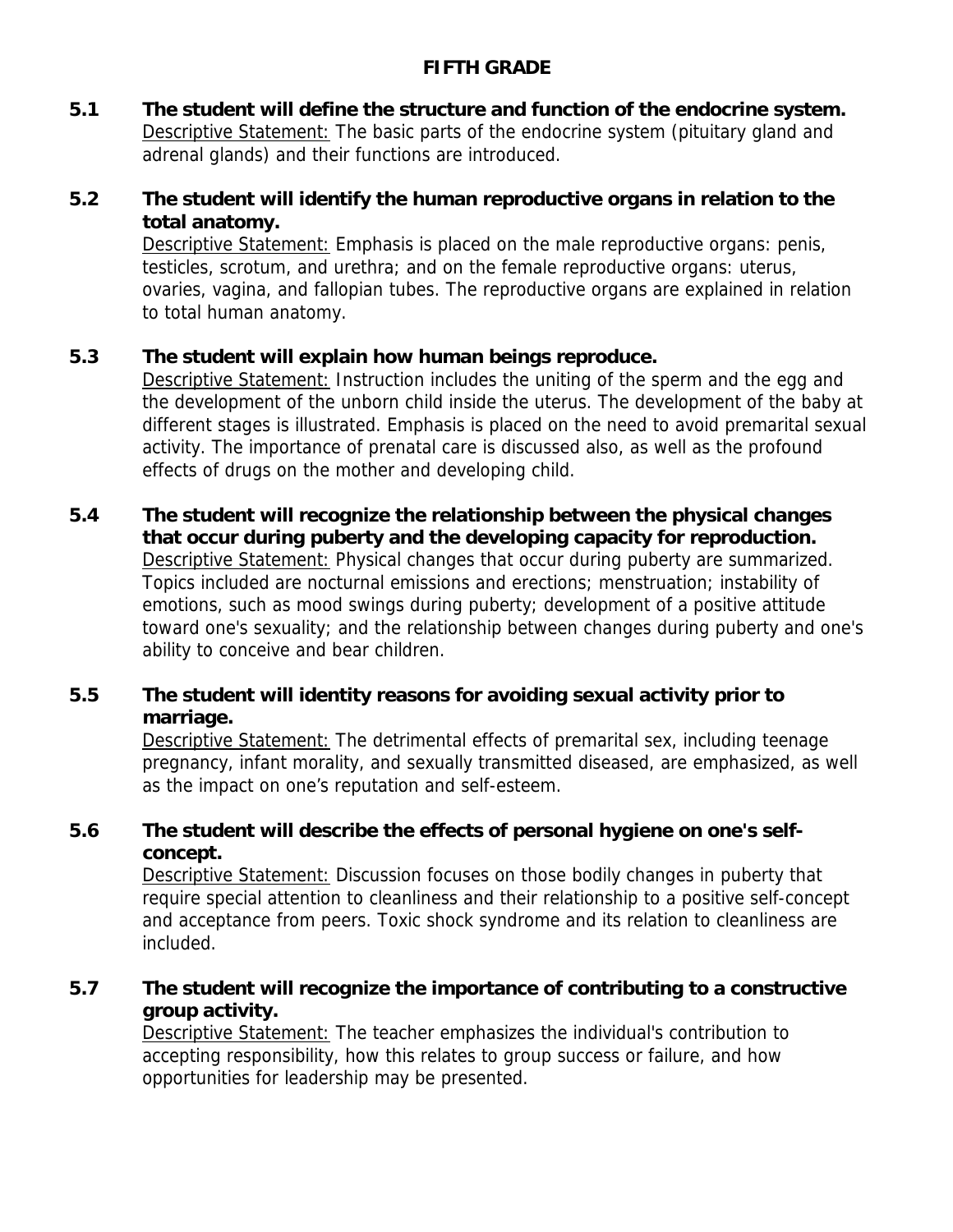# FIFTH GRADE

**5.1 The student will define the structure and function of the endocrine system.**
Descriptive Statement: The basic parts of the endocrine system (pituitary gland and adrenal glands) and their functions are introduced.

**5.2 The student will identify the human reproductive organs in relation to the total anatomy.**
Descriptive Statement: Emphasis is placed on the male reproductive organs: penis, testicles, scrotum, and urethra; and on the female reproductive organs: uterus, ovaries, vagina, and fallopian tubes. The reproductive organs are explained in relation to total human anatomy.

**5.3 The student will explain how human beings reproduce.**
Descriptive Statement: Instruction includes the uniting of the sperm and the egg and the development of the unborn child inside the uterus. The development of the baby at different stages is illustrated. Emphasis is placed on the need to avoid premarital sexual activity. The importance of prenatal care is discussed also, as well as the profound effects of drugs on the mother and developing child.

**5.4 The student will recognize the relationship between the physical changes that occur during puberty and the developing capacity for reproduction.**
Descriptive Statement: Physical changes that occur during puberty are summarized. Topics included are nocturnal emissions and erections; menstruation; instability of emotions, such as mood swings during puberty; development of a positive attitude toward one's sexuality; and the relationship between changes during puberty and one's ability to conceive and bear children.

**5.5 The student will identity reasons for avoiding sexual activity prior to marriage.**
Descriptive Statement: The detrimental effects of premarital sex, including teenage pregnancy, infant morality, and sexually transmitted diseased, are emphasized, as well as the impact on one's reputation and self-esteem.

**5.6 The student will describe the effects of personal hygiene on one's self-concept.**
Descriptive Statement: Discussion focuses on those bodily changes in puberty that require special attention to cleanliness and their relationship to a positive self-concept and acceptance from peers. Toxic shock syndrome and its relation to cleanliness are included.

**5.7 The student will recognize the importance of contributing to a constructive group activity.**
Descriptive Statement: The teacher emphasizes the individual's contribution to accepting responsibility, how this relates to group success or failure, and how opportunities for leadership may be presented.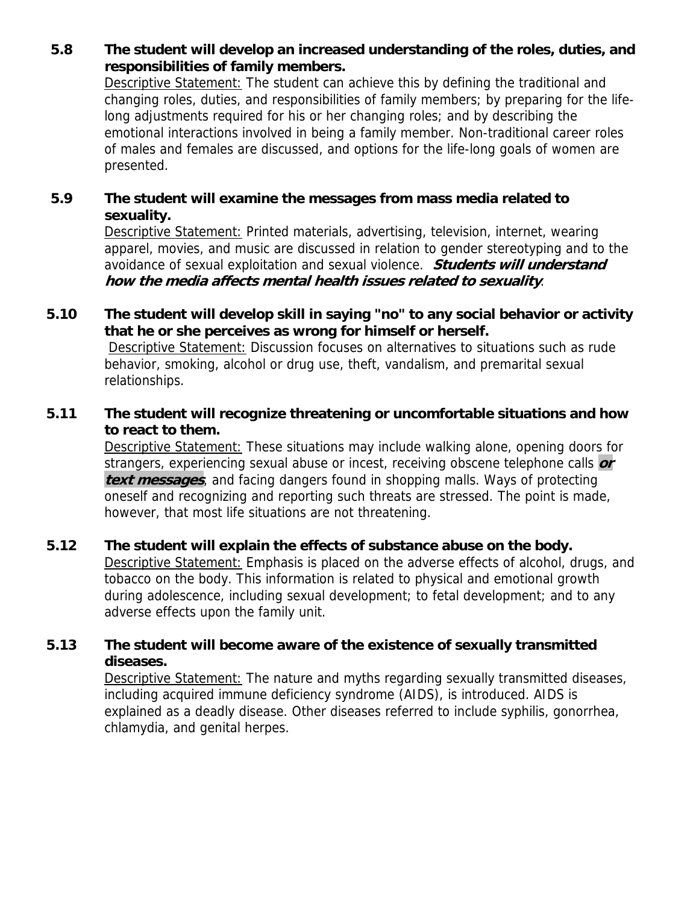**5.8 The student will develop an increased understanding of the roles, duties, and responsibilities of family members.**

Descriptive Statement: The student can achieve this by defining the traditional and changing roles, duties, and responsibilities of family members; by preparing for the life-long adjustments required for his or her changing roles; and by describing the emotional interactions involved in being a family member. Non-traditional career roles of males and females are discussed, and options for the life-long goals of women are presented.

**5.9 The student will examine the messages from mass media related to sexuality.**

Descriptive Statement: Printed materials, advertising, television, internet, wearing apparel, movies, and music are discussed in relation to gender stereotyping and to the avoidance of sexual exploitation and sexual violence. ***Students will understand how the media affects mental health issues related to sexuality***.

**5.10 The student will develop skill in saying "no" to any social behavior or activity that he or she perceives as wrong for himself or herself.**

Descriptive Statement: Discussion focuses on alternatives to situations such as rude behavior, smoking, alcohol or drug use, theft, vandalism, and premarital sexual relationships.

**5.11 The student will recognize threatening or uncomfortable situations and how to react to them.**

Descriptive Statement: These situations may include walking alone, opening doors for strangers, experiencing sexual abuse or incest, receiving obscene telephone calls ***or text messages***, and facing dangers found in shopping malls. Ways of protecting oneself and recognizing and reporting such threats are stressed. The point is made, however, that most life situations are not threatening.

**5.12 The student will explain the effects of substance abuse on the body.**

Descriptive Statement: Emphasis is placed on the adverse effects of alcohol, drugs, and tobacco on the body. This information is related to physical and emotional growth during adolescence, including sexual development; to fetal development; and to any adverse effects upon the family unit.

**5.13 The student will become aware of the existence of sexually transmitted diseases.**

Descriptive Statement: The nature and myths regarding sexually transmitted diseases, including acquired immune deficiency syndrome (AIDS), is introduced. AIDS is explained as a deadly disease. Other diseases referred to include syphilis, gonorrhea, chlamydia, and genital herpes.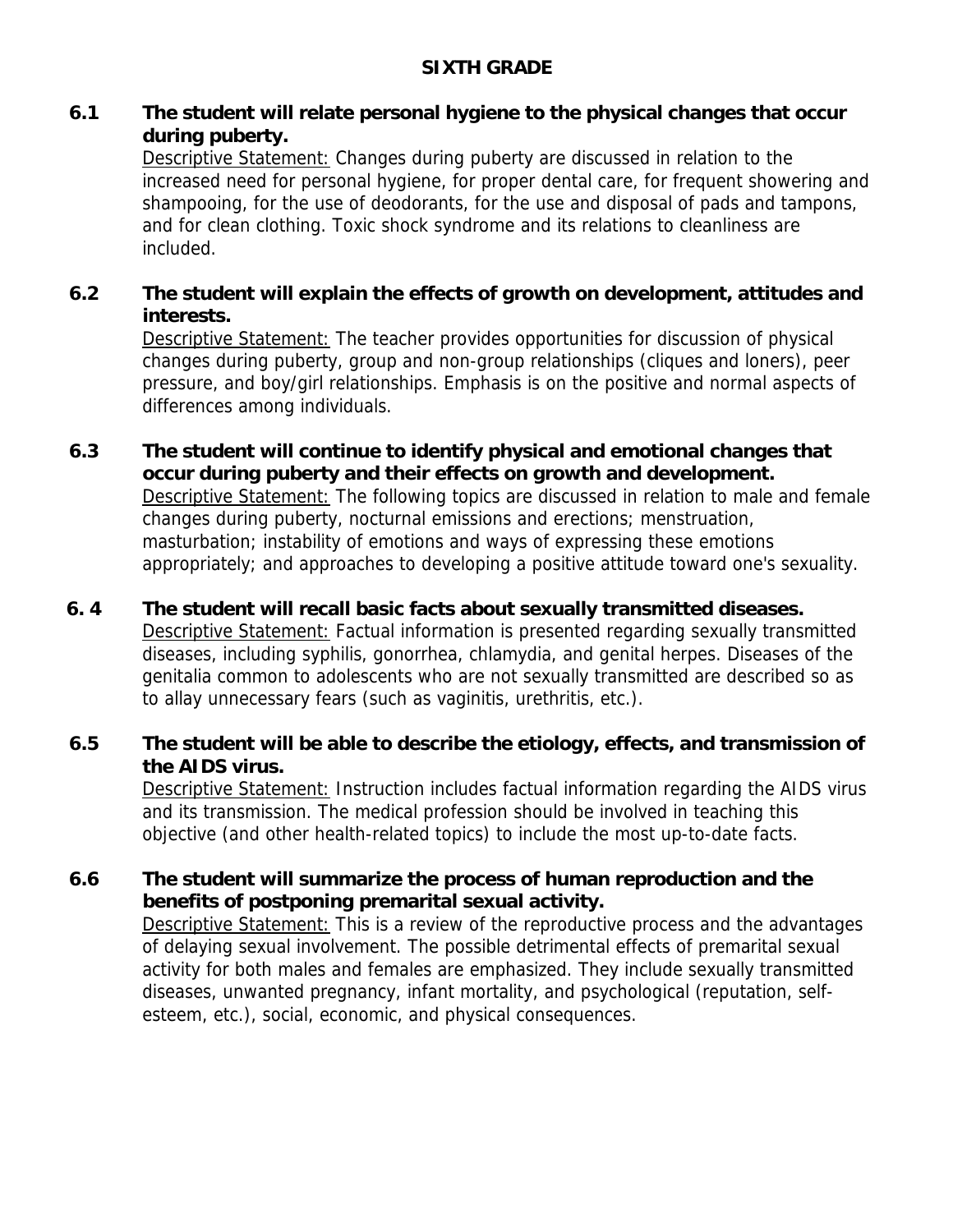## SIXTH GRADE

**6.1 The student will relate personal hygiene to the physical changes that occur during puberty.**

Descriptive Statement: Changes during puberty are discussed in relation to the increased need for personal hygiene, for proper dental care, for frequent showering and shampooing, for the use of deodorants, for the use and disposal of pads and tampons, and for clean clothing. Toxic shock syndrome and its relations to cleanliness are included.

**6.2 The student will explain the effects of growth on development, attitudes and interests.**

Descriptive Statement: The teacher provides opportunities for discussion of physical changes during puberty, group and non-group relationships (cliques and loners), peer pressure, and boy/girl relationships. Emphasis is on the positive and normal aspects of differences among individuals.

**6.3 The student will continue to identify physical and emotional changes that occur during puberty and their effects on growth and development.**

Descriptive Statement: The following topics are discussed in relation to male and female changes during puberty, nocturnal emissions and erections; menstruation, masturbation; instability of emotions and ways of expressing these emotions appropriately; and approaches to developing a positive attitude toward one's sexuality.

**6. 4 The student will recall basic facts about sexually transmitted diseases.**

Descriptive Statement: Factual information is presented regarding sexually transmitted diseases, including syphilis, gonorrhea, chlamydia, and genital herpes. Diseases of the genitalia common to adolescents who are not sexually transmitted are described so as to allay unnecessary fears (such as vaginitis, urethritis, etc.).

**6.5 The student will be able to describe the etiology, effects, and transmission of the AIDS virus.**

Descriptive Statement: Instruction includes factual information regarding the AIDS virus and its transmission. The medical profession should be involved in teaching this objective (and other health-related topics) to include the most up-to-date facts.

**6.6 The student will summarize the process of human reproduction and the benefits of postponing premarital sexual activity.**

Descriptive Statement: This is a review of the reproductive process and the advantages of delaying sexual involvement. The possible detrimental effects of premarital sexual activity for both males and females are emphasized. They include sexually transmitted diseases, unwanted pregnancy, infant mortality, and psychological (reputation, self-esteem, etc.), social, economic, and physical consequences.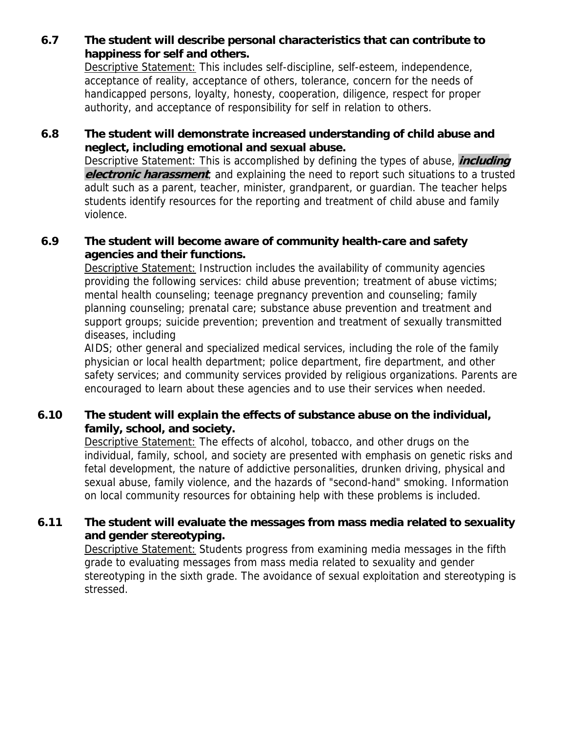**6.7 The student will describe personal characteristics that can contribute to happiness for self and others.**

Descriptive Statement: This includes self-discipline, self-esteem, independence, acceptance of reality, acceptance of others, tolerance, concern for the needs of handicapped persons, loyalty, honesty, cooperation, diligence, respect for proper authority, and acceptance of responsibility for self in relation to others.

**6.8 The student will demonstrate increased understanding of child abuse and neglect, including emotional and sexual abuse.**

Descriptive Statement: This is accomplished by defining the types of abuse, ***including electronic harassment***, and explaining the need to report such situations to a trusted adult such as a parent, teacher, minister, grandparent, or guardian. The teacher helps students identify resources for the reporting and treatment of child abuse and family violence.

**6.9 The student will become aware of community health-care and safety agencies and their functions.**

Descriptive Statement: Instruction includes the availability of community agencies providing the following services: child abuse prevention; treatment of abuse victims; mental health counseling; teenage pregnancy prevention and counseling; family planning counseling; prenatal care; substance abuse prevention and treatment and support groups; suicide prevention; prevention and treatment of sexually transmitted diseases, including

AIDS; other general and specialized medical services, including the role of the family physician or local health department; police department, fire department, and other safety services; and community services provided by religious organizations. Parents are encouraged to learn about these agencies and to use their services when needed.

**6.10 The student will explain the effects of substance abuse on the individual, family, school, and society.**

Descriptive Statement: The effects of alcohol, tobacco, and other drugs on the individual, family, school, and society are presented with emphasis on genetic risks and fetal development, the nature of addictive personalities, drunken driving, physical and sexual abuse, family violence, and the hazards of "second-hand" smoking. Information on local community resources for obtaining help with these problems is included.

**6.11 The student will evaluate the messages from mass media related to sexuality and gender stereotyping.**

Descriptive Statement: Students progress from examining media messages in the fifth grade to evaluating messages from mass media related to sexuality and gender stereotyping in the sixth grade. The avoidance of sexual exploitation and stereotyping is stressed.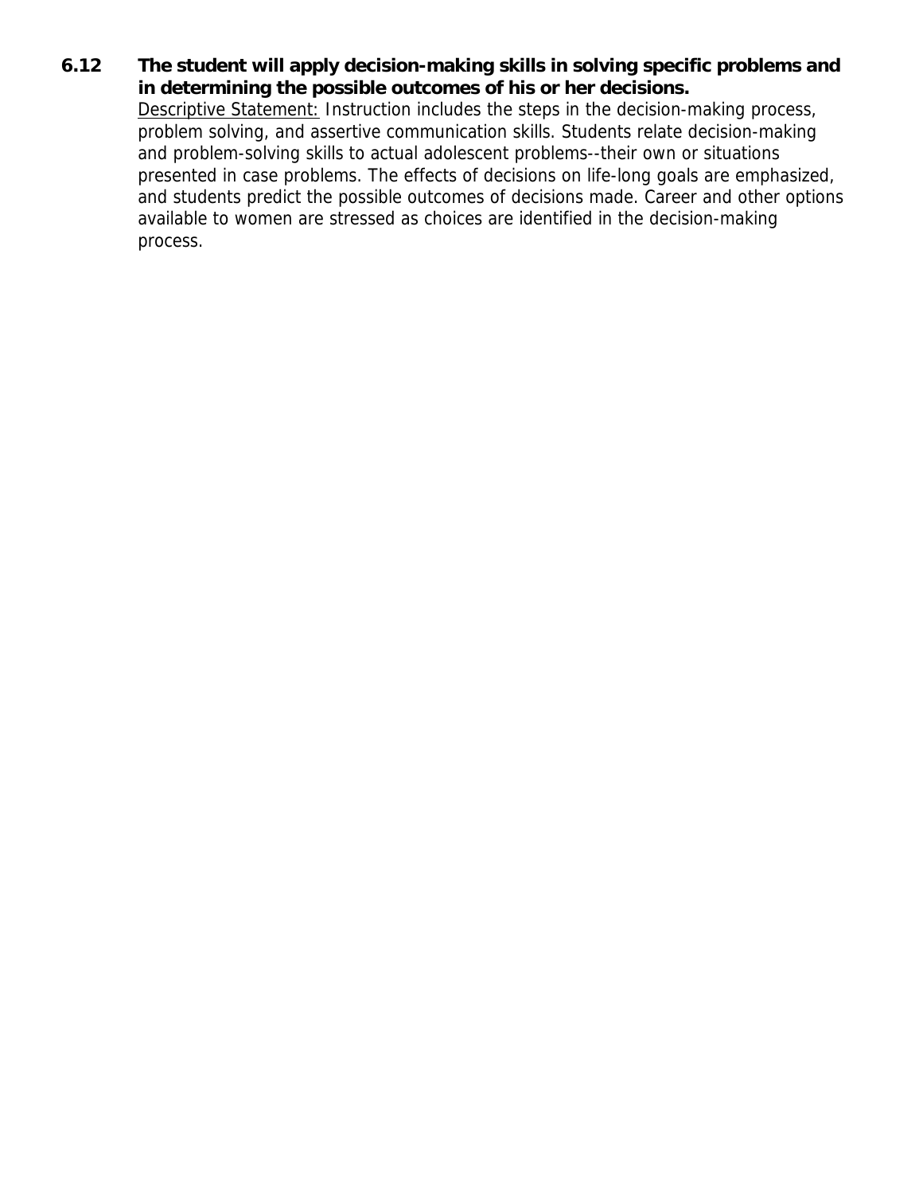**6.12 The student will apply decision-making skills in solving specific problems and in determining the possible outcomes of his or her decisions.**

Descriptive Statement: Instruction includes the steps in the decision-making process, problem solving, and assertive communication skills. Students relate decision-making and problem-solving skills to actual adolescent problems--their own or situations presented in case problems. The effects of decisions on life-long goals are emphasized, and students predict the possible outcomes of decisions made. Career and other options available to women are stressed as choices are identified in the decision-making process.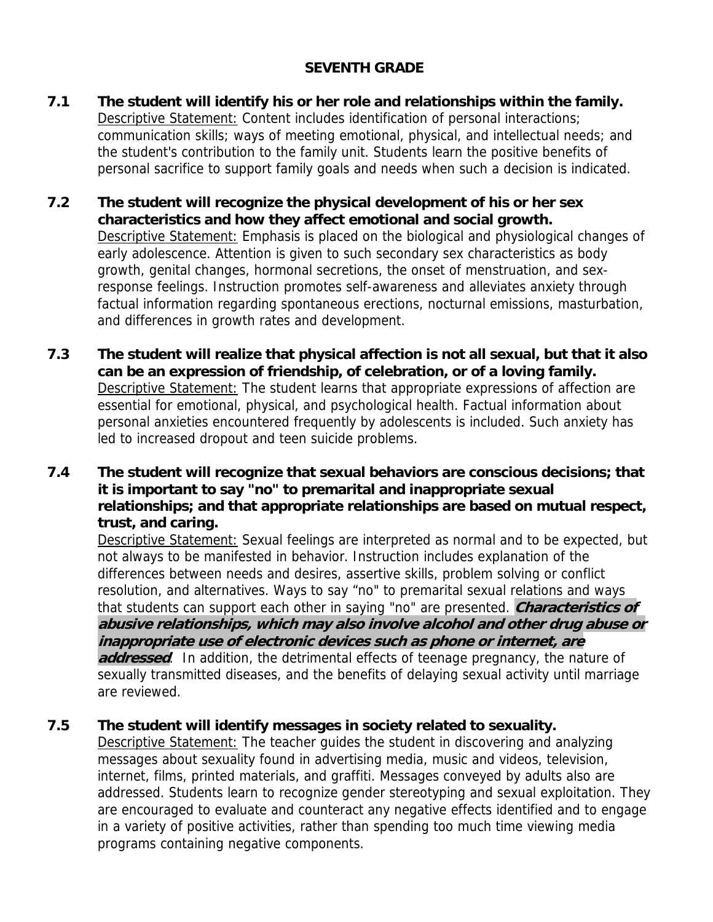## SEVENTH GRADE

**7.1 The student will identify his or her role and relationships within the family.**
Descriptive Statement: Content includes identification of personal interactions; communication skills; ways of meeting emotional, physical, and intellectual needs; and the student's contribution to the family unit. Students learn the positive benefits of personal sacrifice to support family goals and needs when such a decision is indicated.

**7.2 The student will recognize the physical development of his or her sex characteristics and how they affect emotional and social growth.**
Descriptive Statement: Emphasis is placed on the biological and physiological changes of early adolescence. Attention is given to such secondary sex characteristics as body growth, genital changes, hormonal secretions, the onset of menstruation, and sex-response feelings. Instruction promotes self-awareness and alleviates anxiety through factual information regarding spontaneous erections, nocturnal emissions, masturbation, and differences in growth rates and development.

**7.3 The student will realize that physical affection is not all sexual, but that it also can be an expression of friendship, of celebration, or of a loving family.**
Descriptive Statement: The student learns that appropriate expressions of affection are essential for emotional, physical, and psychological health. Factual information about personal anxieties encountered frequently by adolescents is included. Such anxiety has led to increased dropout and teen suicide problems.

**7.4 The student will recognize that sexual behaviors are conscious decisions; that it is important to say "no" to premarital and inappropriate sexual relationships; and that appropriate relationships are based on mutual respect, trust, and caring.**
Descriptive Statement: Sexual feelings are interpreted as normal and to be expected, but not always to be manifested in behavior. Instruction includes explanation of the differences between needs and desires, assertive skills, problem solving or conflict resolution, and alternatives. Ways to say "no" to premarital sexual relations and ways that students can support each other in saying "no" are presented. ***Characteristics of abusive relationships, which may also involve alcohol and other drug abuse or inappropriate use of electronic devices such as phone or internet, are addressed***. In addition, the detrimental effects of teenage pregnancy, the nature of sexually transmitted diseases, and the benefits of delaying sexual activity until marriage are reviewed.

**7.5 The student will identify messages in society related to sexuality.**
Descriptive Statement: The teacher guides the student in discovering and analyzing messages about sexuality found in advertising media, music and videos, television, internet, films, printed materials, and graffiti. Messages conveyed by adults also are addressed. Students learn to recognize gender stereotyping and sexual exploitation. They are encouraged to evaluate and counteract any negative effects identified and to engage in a variety of positive activities, rather than spending too much time viewing media programs containing negative components.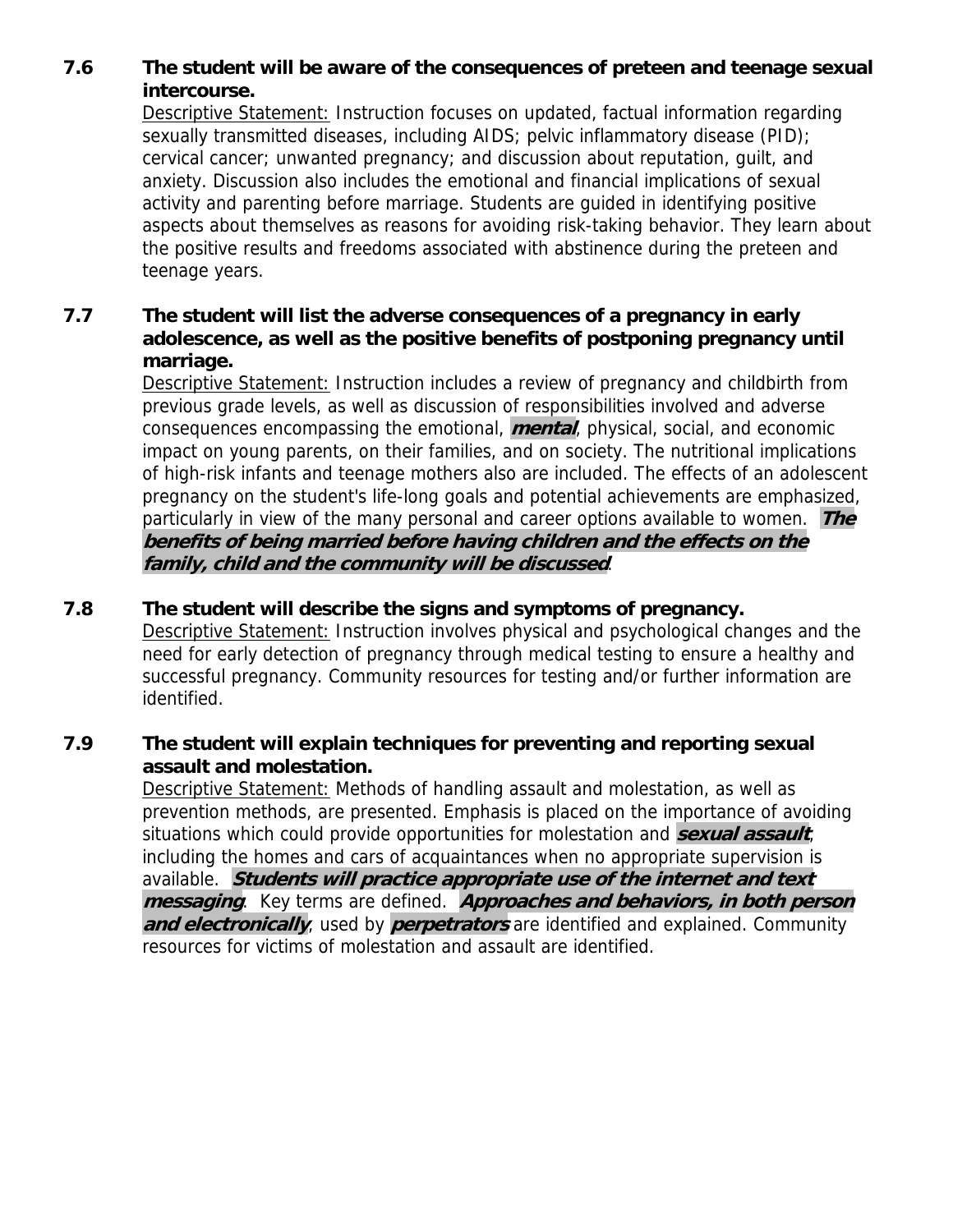**7.6 The student will be aware of the consequences of preteen and teenage sexual intercourse.**

Descriptive Statement: Instruction focuses on updated, factual information regarding sexually transmitted diseases, including AIDS; pelvic inflammatory disease (PID); cervical cancer; unwanted pregnancy; and discussion about reputation, guilt, and anxiety. Discussion also includes the emotional and financial implications of sexual activity and parenting before marriage. Students are guided in identifying positive aspects about themselves as reasons for avoiding risk-taking behavior. They learn about the positive results and freedoms associated with abstinence during the preteen and teenage years.

**7.7 The student will list the adverse consequences of a pregnancy in early adolescence, as well as the positive benefits of postponing pregnancy until marriage.**

Descriptive Statement: Instruction includes a review of pregnancy and childbirth from previous grade levels, as well as discussion of responsibilities involved and adverse consequences encompassing the emotional, ***mental***, physical, social, and economic impact on young parents, on their families, and on society. The nutritional implications of high-risk infants and teenage mothers also are included. The effects of an adolescent pregnancy on the student's life-long goals and potential achievements are emphasized, particularly in view of the many personal and career options available to women. ***The benefits of being married before having children and the effects on the family, child and the community will be discussed***.

**7.8 The student will describe the signs and symptoms of pregnancy.**

Descriptive Statement: Instruction involves physical and psychological changes and the need for early detection of pregnancy through medical testing to ensure a healthy and successful pregnancy. Community resources for testing and/or further information are identified.

**7.9 The student will explain techniques for preventing and reporting sexual assault and molestation.**

Descriptive Statement: Methods of handling assault and molestation, as well as prevention methods, are presented. Emphasis is placed on the importance of avoiding situations which could provide opportunities for molestation and ***sexual assault***; including the homes and cars of acquaintances when no appropriate supervision is available. ***Students will practice appropriate use of the internet and text messaging***. Key terms are defined. ***Approaches and behaviors, in both person and electronically***, used by ***perpetrators*** are identified and explained. Community resources for victims of molestation and assault are identified.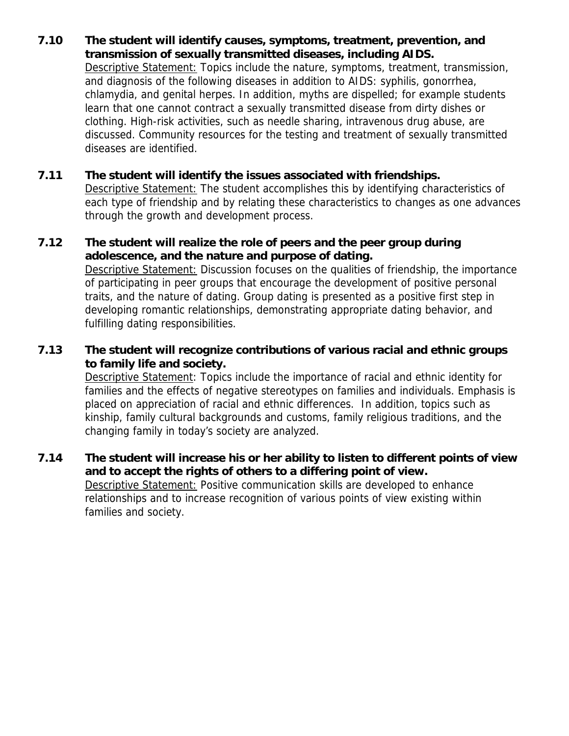**7.10 The student will identify causes, symptoms, treatment, prevention, and transmission of sexually transmitted diseases, including AIDS.**

Descriptive Statement: Topics include the nature, symptoms, treatment, transmission, and diagnosis of the following diseases in addition to AIDS: syphilis, gonorrhea, chlamydia, and genital herpes. In addition, myths are dispelled; for example students learn that one cannot contract a sexually transmitted disease from dirty dishes or clothing. High-risk activities, such as needle sharing, intravenous drug abuse, are discussed. Community resources for the testing and treatment of sexually transmitted diseases are identified.

**7.11 The student will identify the issues associated with friendships.**

Descriptive Statement: The student accomplishes this by identifying characteristics of each type of friendship and by relating these characteristics to changes as one advances through the growth and development process.

**7.12 The student will realize the role of peers and the peer group during adolescence, and the nature and purpose of dating.**

Descriptive Statement: Discussion focuses on the qualities of friendship, the importance of participating in peer groups that encourage the development of positive personal traits, and the nature of dating. Group dating is presented as a positive first step in developing romantic relationships, demonstrating appropriate dating behavior, and fulfilling dating responsibilities.

**7.13 The student will recognize contributions of various racial and ethnic groups to family life and society.**

Descriptive Statement: Topics include the importance of racial and ethnic identity for families and the effects of negative stereotypes on families and individuals. Emphasis is placed on appreciation of racial and ethnic differences. In addition, topics such as kinship, family cultural backgrounds and customs, family religious traditions, and the changing family in today's society are analyzed.

**7.14 The student will increase his or her ability to listen to different points of view and to accept the rights of others to a differing point of view.**

Descriptive Statement: Positive communication skills are developed to enhance relationships and to increase recognition of various points of view existing within families and society.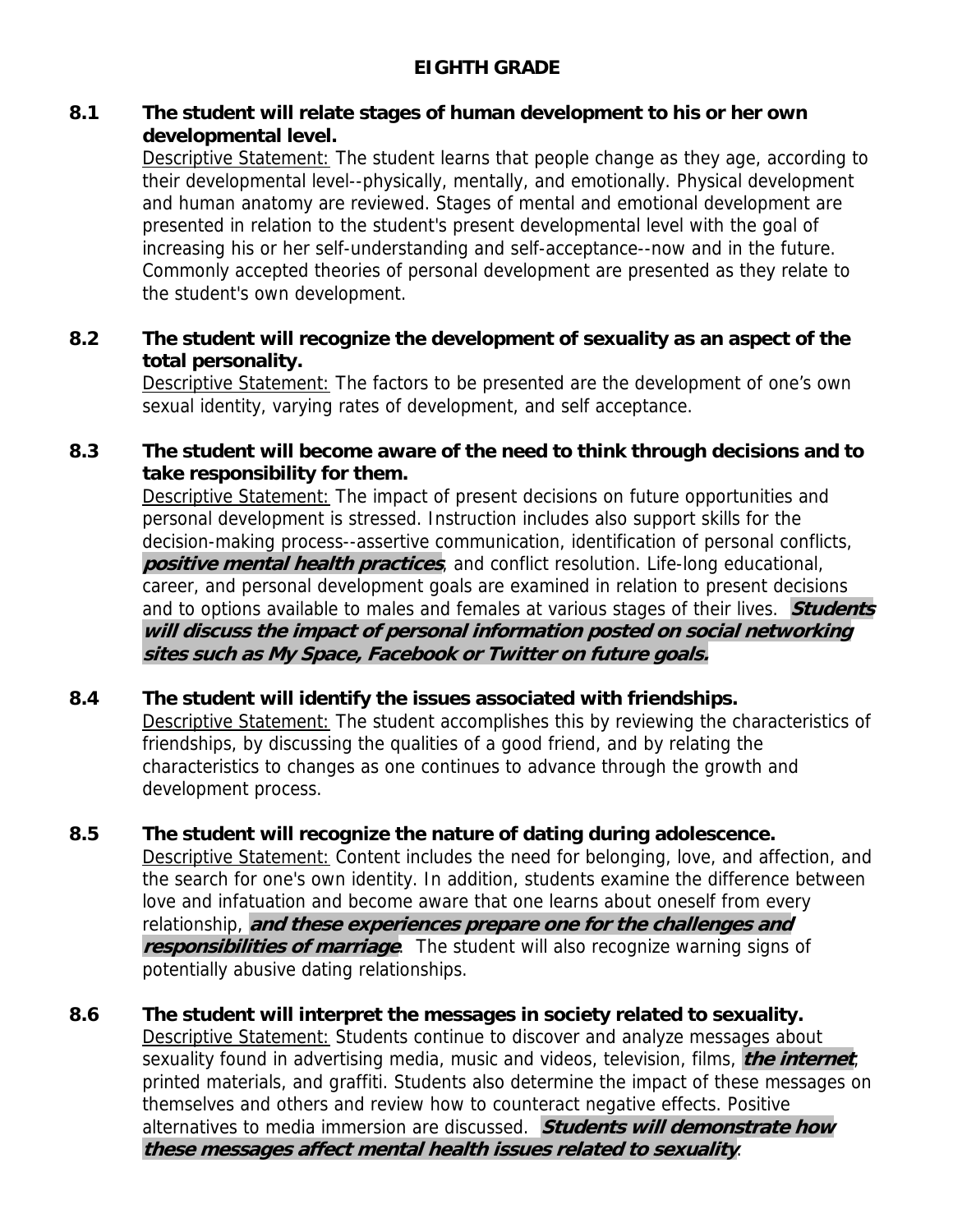## EIGHTH GRADE

**8.1 The student will relate stages of human development to his or her own developmental level.**

Descriptive Statement: The student learns that people change as they age, according to their developmental level--physically, mentally, and emotionally. Physical development and human anatomy are reviewed. Stages of mental and emotional development are presented in relation to the student's present developmental level with the goal of increasing his or her self-understanding and self-acceptance--now and in the future. Commonly accepted theories of personal development are presented as they relate to the student's own development.

**8.2 The student will recognize the development of sexuality as an aspect of the total personality.**

Descriptive Statement: The factors to be presented are the development of one's own sexual identity, varying rates of development, and self acceptance.

**8.3 The student will become aware of the need to think through decisions and to take responsibility for them.**

Descriptive Statement: The impact of present decisions on future opportunities and personal development is stressed. Instruction includes also support skills for the decision-making process--assertive communication, identification of personal conflicts, ***positive mental health practices***, and conflict resolution. Life-long educational, career, and personal development goals are examined in relation to present decisions and to options available to males and females at various stages of their lives. ***Students will discuss the impact of personal information posted on social networking sites such as My Space, Facebook or Twitter on future goals.***

**8.4 The student will identify the issues associated with friendships.**

Descriptive Statement: The student accomplishes this by reviewing the characteristics of friendships, by discussing the qualities of a good friend, and by relating the characteristics to changes as one continues to advance through the growth and development process.

**8.5 The student will recognize the nature of dating during adolescence.**

Descriptive Statement: Content includes the need for belonging, love, and affection, and the search for one's own identity. In addition, students examine the difference between love and infatuation and become aware that one learns about oneself from every relationship, ***and these experiences prepare one for the challenges and responsibilities of marriage***. The student will also recognize warning signs of potentially abusive dating relationships.

**8.6 The student will interpret the messages in society related to sexuality.**

Descriptive Statement: Students continue to discover and analyze messages about sexuality found in advertising media, music and videos, television, films, ***the internet***, printed materials, and graffiti. Students also determine the impact of these messages on themselves and others and review how to counteract negative effects. Positive alternatives to media immersion are discussed. ***Students will demonstrate how these messages affect mental health issues related to sexuality***.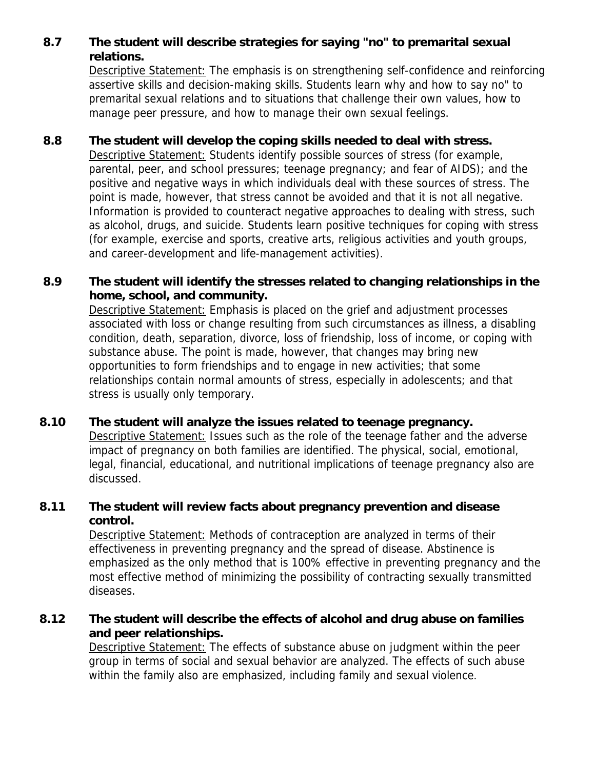**8.7 The student will describe strategies for saying "no" to premarital sexual relations.**

Descriptive Statement: The emphasis is on strengthening self-confidence and reinforcing assertive skills and decision-making skills. Students learn why and how to say no" to premarital sexual relations and to situations that challenge their own values, how to manage peer pressure, and how to manage their own sexual feelings.

**8.8 The student will develop the coping skills needed to deal with stress.**

Descriptive Statement: Students identify possible sources of stress (for example, parental, peer, and school pressures; teenage pregnancy; and fear of AIDS); and the positive and negative ways in which individuals deal with these sources of stress. The point is made, however, that stress cannot be avoided and that it is not all negative. Information is provided to counteract negative approaches to dealing with stress, such as alcohol, drugs, and suicide. Students learn positive techniques for coping with stress (for example, exercise and sports, creative arts, religious activities and youth groups, and career-development and life-management activities).

**8.9 The student will identify the stresses related to changing relationships in the home, school, and community.**

Descriptive Statement: Emphasis is placed on the grief and adjustment processes associated with loss or change resulting from such circumstances as illness, a disabling condition, death, separation, divorce, loss of friendship, loss of income, or coping with substance abuse. The point is made, however, that changes may bring new opportunities to form friendships and to engage in new activities; that some relationships contain normal amounts of stress, especially in adolescents; and that stress is usually only temporary.

**8.10 The student will analyze the issues related to teenage pregnancy.**

Descriptive Statement: Issues such as the role of the teenage father and the adverse impact of pregnancy on both families are identified. The physical, social, emotional, legal, financial, educational, and nutritional implications of teenage pregnancy also are discussed.

**8.11 The student will review facts about pregnancy prevention and disease control.**

Descriptive Statement: Methods of contraception are analyzed in terms of their effectiveness in preventing pregnancy and the spread of disease. Abstinence is emphasized as the only method that is 100% effective in preventing pregnancy and the most effective method of minimizing the possibility of contracting sexually transmitted diseases.

**8.12 The student will describe the effects of alcohol and drug abuse on families and peer relationships.**

Descriptive Statement: The effects of substance abuse on judgment within the peer group in terms of social and sexual behavior are analyzed. The effects of such abuse within the family also are emphasized, including family and sexual violence.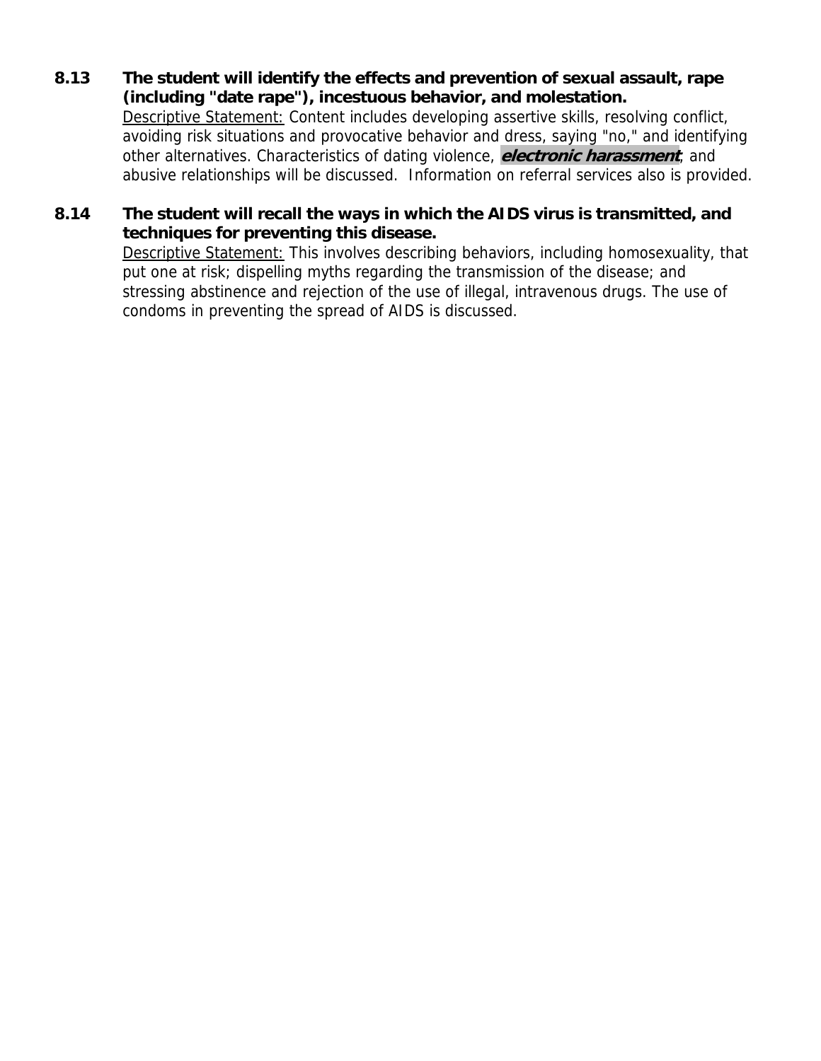**8.13 The student will identify the effects and prevention of sexual assault, rape (including "date rape"), incestuous behavior, and molestation.**

<u>Descriptive Statement:</u> Content includes developing assertive skills, resolving conflict, avoiding risk situations and provocative behavior and dress, saying "no," and identifying other alternatives. Characteristics of dating violence, ***electronic harassment***, and abusive relationships will be discussed. Information on referral services also is provided.

**8.14 The student will recall the ways in which the AIDS virus is transmitted, and techniques for preventing this disease.**

<u>Descriptive Statement:</u> This involves describing behaviors, including homosexuality, that put one at risk; dispelling myths regarding the transmission of the disease; and stressing abstinence and rejection of the use of illegal, intravenous drugs. The use of condoms in preventing the spread of AIDS is discussed.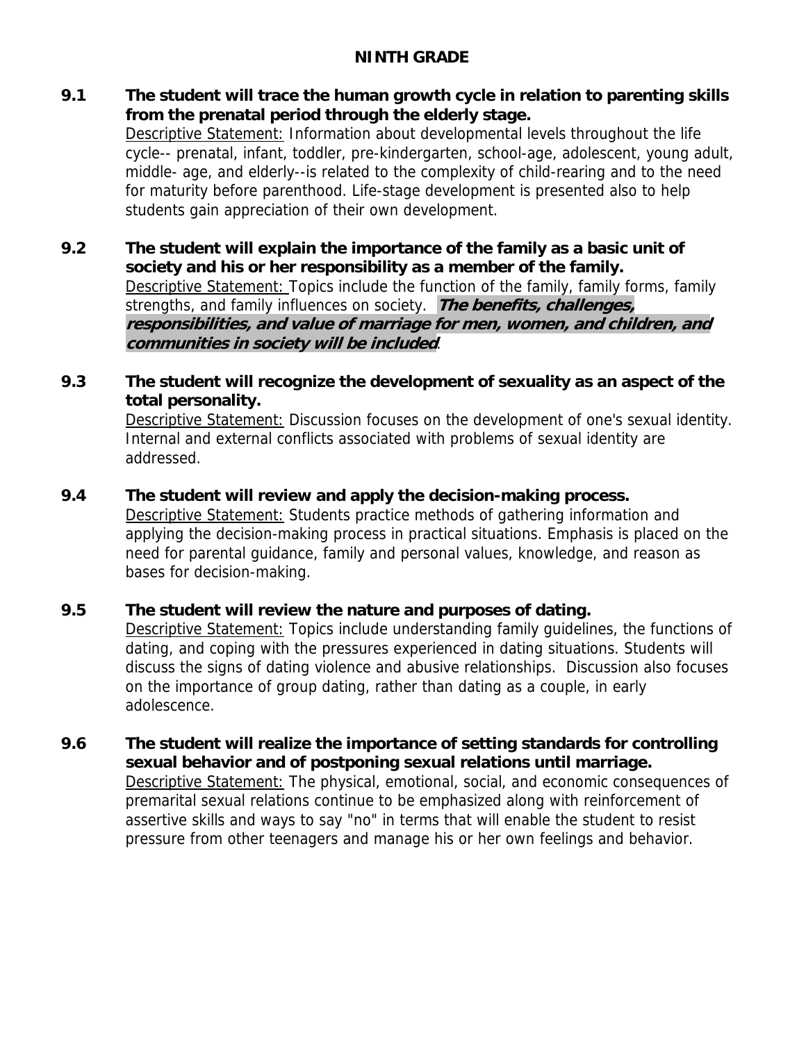## NINTH GRADE

**9.1 The student will trace the human growth cycle in relation to parenting skills from the prenatal period through the elderly stage.**

Descriptive Statement: Information about developmental levels throughout the life cycle-- prenatal, infant, toddler, pre-kindergarten, school-age, adolescent, young adult, middle- age, and elderly--is related to the complexity of child-rearing and to the need for maturity before parenthood. Life-stage development is presented also to help students gain appreciation of their own development.

**9.2 The student will explain the importance of the family as a basic unit of society and his or her responsibility as a member of the family.**

Descriptive Statement: Topics include the function of the family, family forms, family strengths, and family influences on society. ***The benefits, challenges, responsibilities, and value of marriage for men, women, and children, and communities in society will be included*.**

**9.3 The student will recognize the development of sexuality as an aspect of the total personality.**

Descriptive Statement: Discussion focuses on the development of one's sexual identity. Internal and external conflicts associated with problems of sexual identity are addressed.

**9.4 The student will review and apply the decision-making process.**

Descriptive Statement: Students practice methods of gathering information and applying the decision-making process in practical situations. Emphasis is placed on the need for parental guidance, family and personal values, knowledge, and reason as bases for decision-making.

**9.5 The student will review the nature and purposes of dating.**

Descriptive Statement: Topics include understanding family guidelines, the functions of dating, and coping with the pressures experienced in dating situations. Students will discuss the signs of dating violence and abusive relationships. Discussion also focuses on the importance of group dating, rather than dating as a couple, in early adolescence.

**9.6 The student will realize the importance of setting standards for controlling sexual behavior and of postponing sexual relations until marriage.**

Descriptive Statement: The physical, emotional, social, and economic consequences of premarital sexual relations continue to be emphasized along with reinforcement of assertive skills and ways to say "no" in terms that will enable the student to resist pressure from other teenagers and manage his or her own feelings and behavior.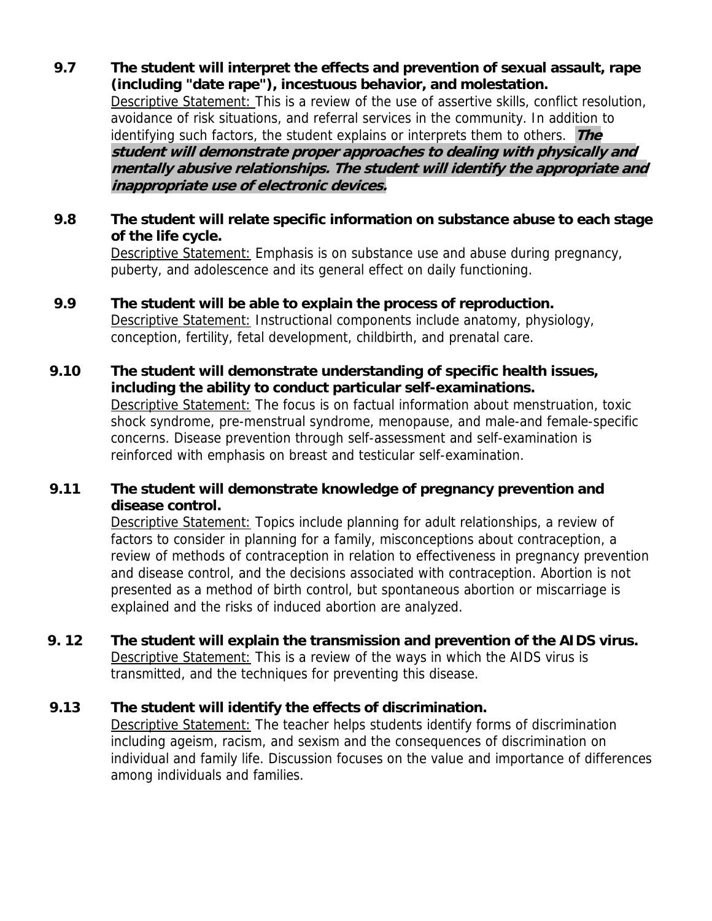**9.7 The student will interpret the effects and prevention of sexual assault, rape (including "date rape"), incestuous behavior, and molestation.**

Descriptive Statement: This is a review of the use of assertive skills, conflict resolution, avoidance of risk situations, and referral services in the community. In addition to identifying such factors, the student explains or interprets them to others. ***The student will demonstrate proper approaches to dealing with physically and mentally abusive relationships. The student will identify the appropriate and inappropriate use of electronic devices.***

**9.8 The student will relate specific information on substance abuse to each stage of the life cycle.**

Descriptive Statement: Emphasis is on substance use and abuse during pregnancy, puberty, and adolescence and its general effect on daily functioning.

**9.9 The student will be able to explain the process of reproduction.**

Descriptive Statement: Instructional components include anatomy, physiology, conception, fertility, fetal development, childbirth, and prenatal care.

**9.10 The student will demonstrate understanding of specific health issues, including the ability to conduct particular self-examinations.**

Descriptive Statement: The focus is on factual information about menstruation, toxic shock syndrome, pre-menstrual syndrome, menopause, and male-and female-specific concerns. Disease prevention through self-assessment and self-examination is reinforced with emphasis on breast and testicular self-examination.

**9.11 The student will demonstrate knowledge of pregnancy prevention and disease control.**

Descriptive Statement: Topics include planning for adult relationships, a review of factors to consider in planning for a family, misconceptions about contraception, a review of methods of contraception in relation to effectiveness in pregnancy prevention and disease control, and the decisions associated with contraception. Abortion is not presented as a method of birth control, but spontaneous abortion or miscarriage is explained and the risks of induced abortion are analyzed.

**9. 12 The student will explain the transmission and prevention of the AIDS virus.**

Descriptive Statement: This is a review of the ways in which the AIDS virus is transmitted, and the techniques for preventing this disease.

**9.13 The student will identify the effects of discrimination.**

Descriptive Statement: The teacher helps students identify forms of discrimination including ageism, racism, and sexism and the consequences of discrimination on individual and family life. Discussion focuses on the value and importance of differences among individuals and families.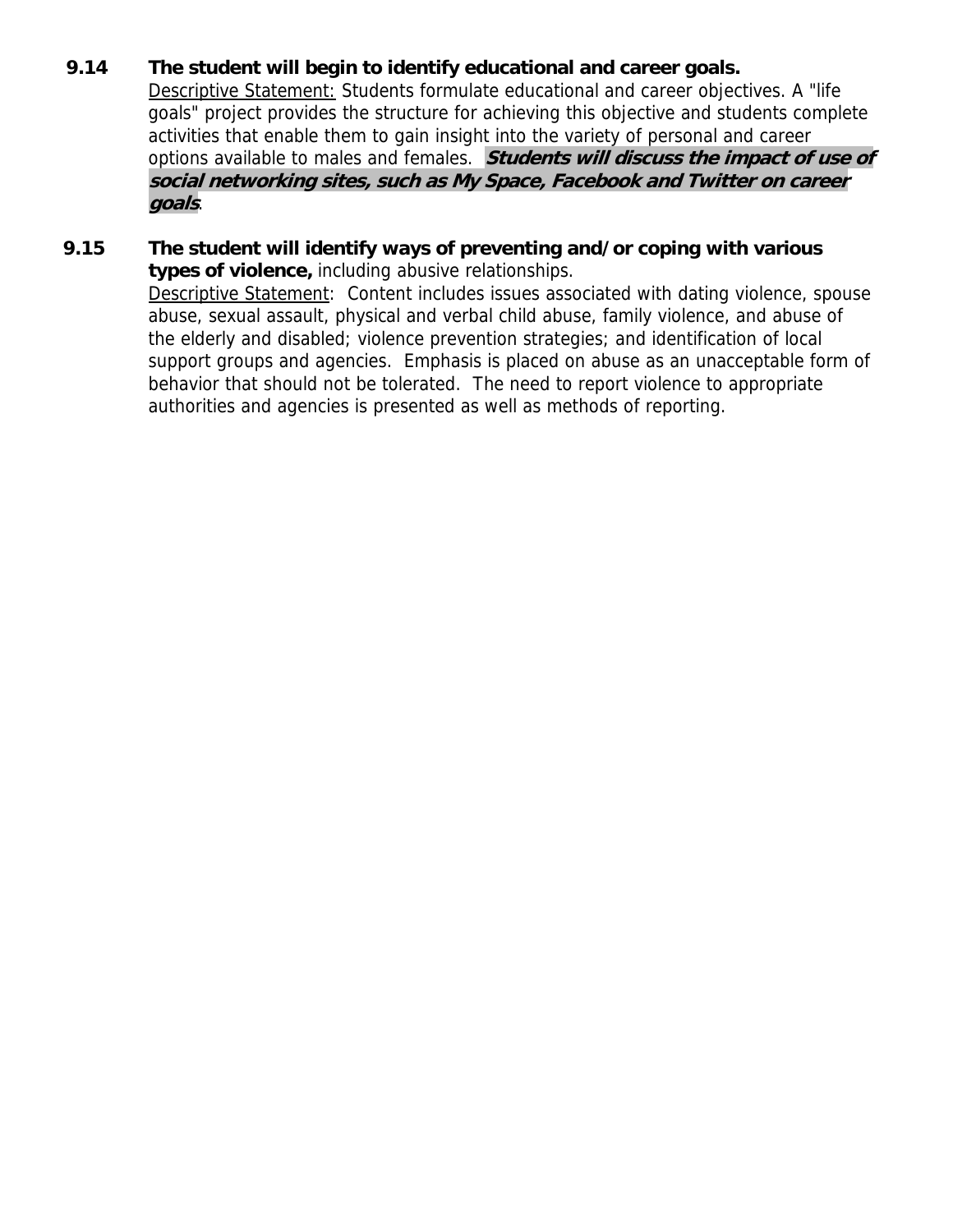**9.14 The student will begin to identify educational and career goals.**

Descriptive Statement: Students formulate educational and career objectives. A "life goals" project provides the structure for achieving this objective and students complete activities that enable them to gain insight into the variety of personal and career options available to males and females. ***Students will discuss the impact of use of social networking sites, such as My Space, Facebook and Twitter on career goals***.

**9.15 The student will identify ways of preventing and/or coping with various types of violence,** including abusive relationships.

Descriptive Statement: Content includes issues associated with dating violence, spouse abuse, sexual assault, physical and verbal child abuse, family violence, and abuse of the elderly and disabled; violence prevention strategies; and identification of local support groups and agencies. Emphasis is placed on abuse as an unacceptable form of behavior that should not be tolerated. The need to report violence to appropriate authorities and agencies is presented as well as methods of reporting.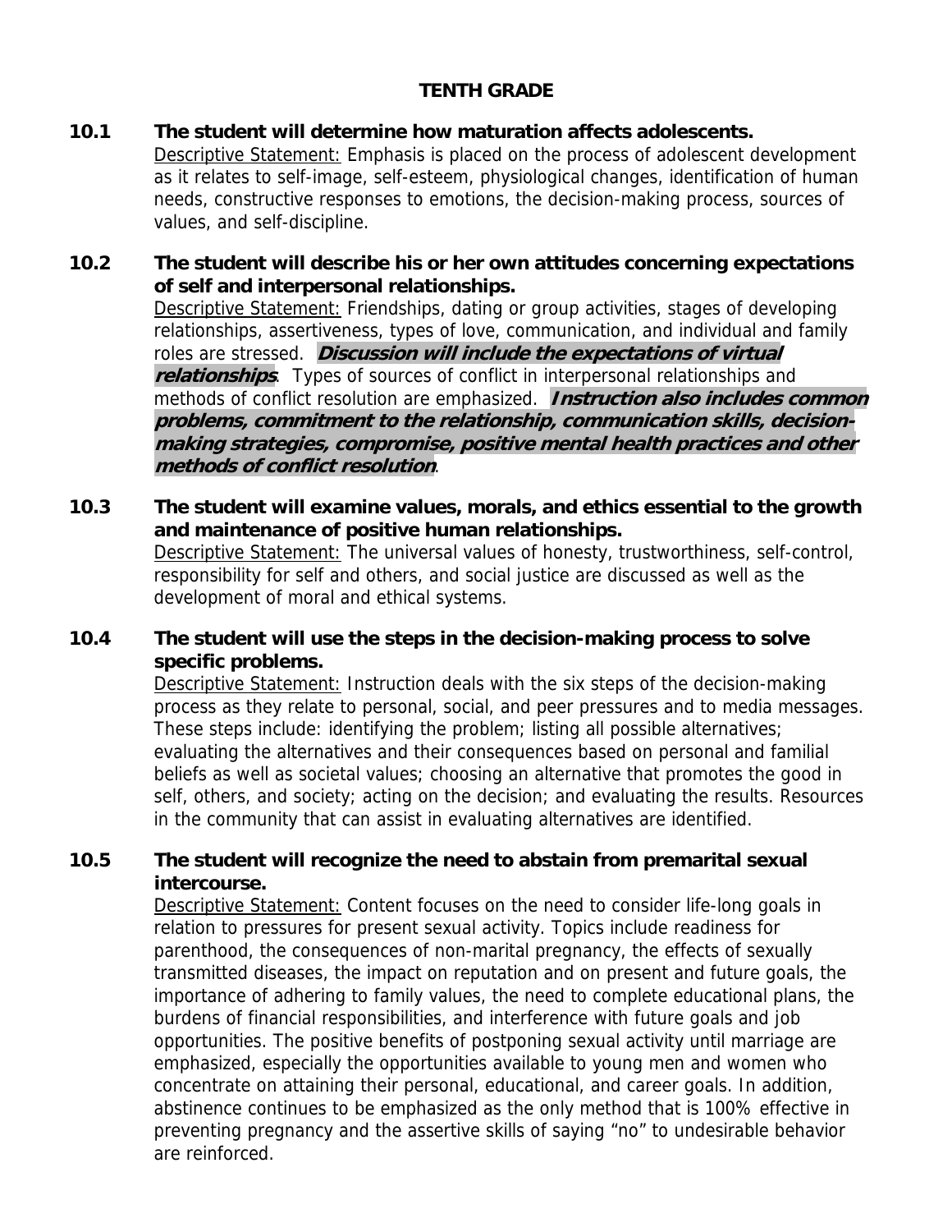## TENTH GRADE

**10.1 The student will determine how maturation affects adolescents.**

Descriptive Statement: Emphasis is placed on the process of adolescent development as it relates to self-image, self-esteem, physiological changes, identification of human needs, constructive responses to emotions, the decision-making process, sources of values, and self-discipline.

**10.2 The student will describe his or her own attitudes concerning expectations of self and interpersonal relationships.**

Descriptive Statement: Friendships, dating or group activities, stages of developing relationships, assertiveness, types of love, communication, and individual and family roles are stressed. ***Discussion will include the expectations of virtual relationships***. Types of sources of conflict in interpersonal relationships and methods of conflict resolution are emphasized. ***Instruction also includes common problems, commitment to the relationship, communication skills, decision-making strategies, compromise, positive mental health practices and other methods of conflict resolution***.

**10.3 The student will examine values, morals, and ethics essential to the growth and maintenance of positive human relationships.**

Descriptive Statement: The universal values of honesty, trustworthiness, self-control, responsibility for self and others, and social justice are discussed as well as the development of moral and ethical systems.

**10.4 The student will use the steps in the decision-making process to solve specific problems.**

Descriptive Statement: Instruction deals with the six steps of the decision-making process as they relate to personal, social, and peer pressures and to media messages. These steps include: identifying the problem; listing all possible alternatives; evaluating the alternatives and their consequences based on personal and familial beliefs as well as societal values; choosing an alternative that promotes the good in self, others, and society; acting on the decision; and evaluating the results. Resources in the community that can assist in evaluating alternatives are identified.

**10.5 The student will recognize the need to abstain from premarital sexual intercourse.**

Descriptive Statement: Content focuses on the need to consider life-long goals in relation to pressures for present sexual activity. Topics include readiness for parenthood, the consequences of non-marital pregnancy, the effects of sexually transmitted diseases, the impact on reputation and on present and future goals, the importance of adhering to family values, the need to complete educational plans, the burdens of financial responsibilities, and interference with future goals and job opportunities. The positive benefits of postponing sexual activity until marriage are emphasized, especially the opportunities available to young men and women who concentrate on attaining their personal, educational, and career goals. In addition, abstinence continues to be emphasized as the only method that is 100% effective in preventing pregnancy and the assertive skills of saying "no" to undesirable behavior are reinforced.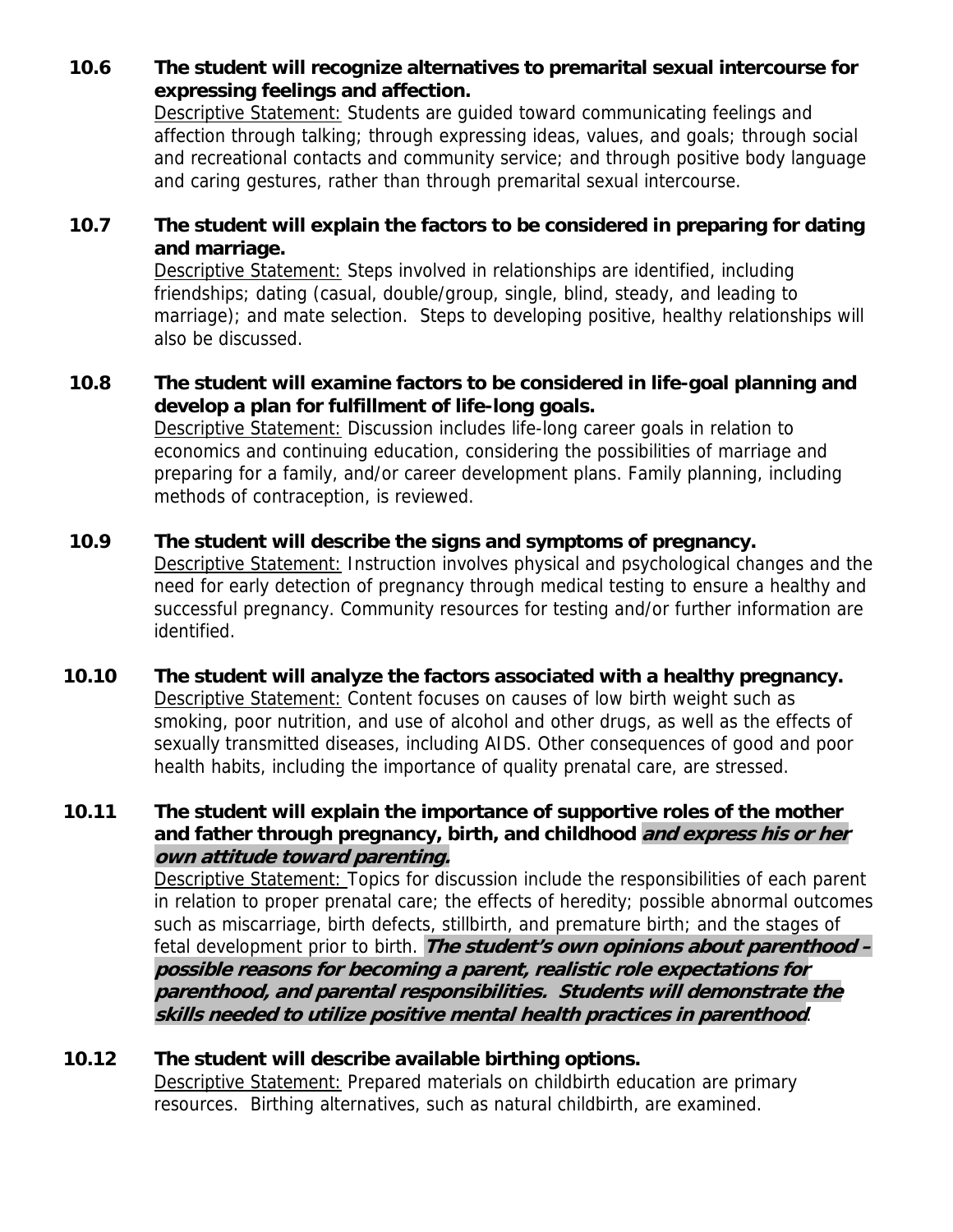**10.6 The student will recognize alternatives to premarital sexual intercourse for expressing feelings and affection.**

Descriptive Statement: Students are guided toward communicating feelings and affection through talking; through expressing ideas, values, and goals; through social and recreational contacts and community service; and through positive body language and caring gestures, rather than through premarital sexual intercourse.

**10.7 The student will explain the factors to be considered in preparing for dating and marriage.**

Descriptive Statement: Steps involved in relationships are identified, including friendships; dating (casual, double/group, single, blind, steady, and leading to marriage); and mate selection. Steps to developing positive, healthy relationships will also be discussed.

**10.8 The student will examine factors to be considered in life-goal planning and develop a plan for fulfillment of life-long goals.**

Descriptive Statement: Discussion includes life-long career goals in relation to economics and continuing education, considering the possibilities of marriage and preparing for a family, and/or career development plans. Family planning, including methods of contraception, is reviewed.

**10.9 The student will describe the signs and symptoms of pregnancy.**

Descriptive Statement: Instruction involves physical and psychological changes and the need for early detection of pregnancy through medical testing to ensure a healthy and successful pregnancy. Community resources for testing and/or further information are identified.

**10.10 The student will analyze the factors associated with a healthy pregnancy.**

Descriptive Statement: Content focuses on causes of low birth weight such as smoking, poor nutrition, and use of alcohol and other drugs, as well as the effects of sexually transmitted diseases, including AIDS. Other consequences of good and poor health habits, including the importance of quality prenatal care, are stressed.

**10.11 The student will explain the importance of supportive roles of the mother and father through pregnancy, birth, and childhood *and express his or her own attitude toward parenting.***

Descriptive Statement: Topics for discussion include the responsibilities of each parent in relation to proper prenatal care; the effects of heredity; possible abnormal outcomes such as miscarriage, birth defects, stillbirth, and premature birth; and the stages of fetal development prior to birth. ***The student's own opinions about parenthood – possible reasons for becoming a parent, realistic role expectations for parenthood, and parental responsibilities. Students will demonstrate the skills needed to utilize positive mental health practices in parenthood***.

**10.12 The student will describe available birthing options.**

Descriptive Statement: Prepared materials on childbirth education are primary resources. Birthing alternatives, such as natural childbirth, are examined.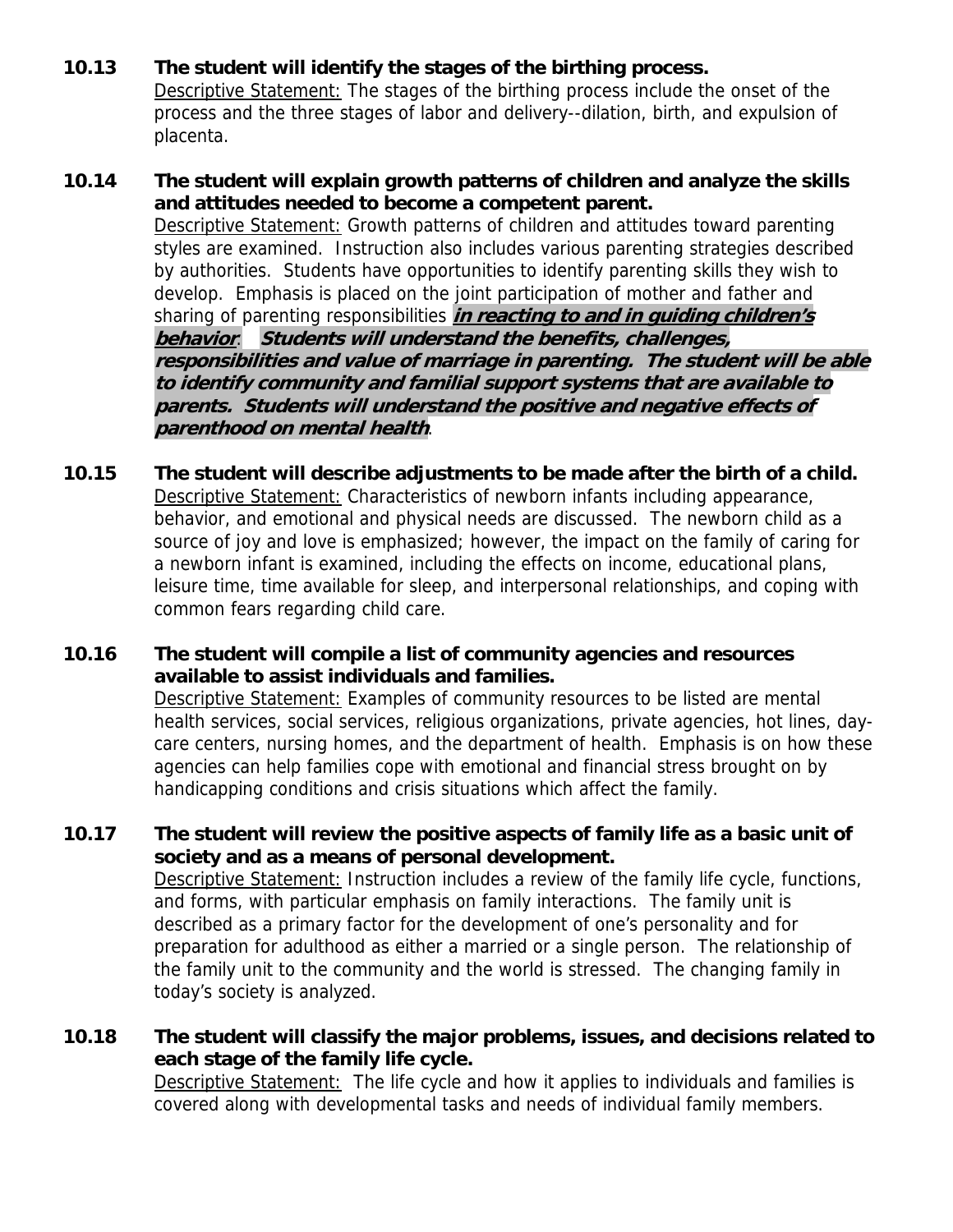**10.13 The student will identify the stages of the birthing process.**

<u>Descriptive Statement:</u> The stages of the birthing process include the onset of the process and the three stages of labor and delivery--dilation, birth, and expulsion of placenta.

**10.14 The student will explain growth patterns of children and analyze the skills and attitudes needed to become a competent parent.**

<u>Descriptive Statement:</u> Growth patterns of children and attitudes toward parenting styles are examined. Instruction also includes various parenting strategies described by authorities. Students have opportunities to identify parenting skills they wish to develop. Emphasis is placed on the joint participation of mother and father and sharing of parenting responsibilities ***<u>in reacting to and in guiding children's behavior</u>***. ***Students will understand the benefits, challenges, responsibilities and value of marriage in parenting. The student will be able to identify community and familial support systems that are available to parents. Students will understand the positive and negative effects of parenthood on mental health***.

**10.15 The student will describe adjustments to be made after the birth of a child.**

<u>Descriptive Statement:</u> Characteristics of newborn infants including appearance, behavior, and emotional and physical needs are discussed. The newborn child as a source of joy and love is emphasized; however, the impact on the family of caring for a newborn infant is examined, including the effects on income, educational plans, leisure time, time available for sleep, and interpersonal relationships, and coping with common fears regarding child care.

**10.16 The student will compile a list of community agencies and resources available to assist individuals and families.**

<u>Descriptive Statement:</u> Examples of community resources to be listed are mental health services, social services, religious organizations, private agencies, hot lines, day-care centers, nursing homes, and the department of health. Emphasis is on how these agencies can help families cope with emotional and financial stress brought on by handicapping conditions and crisis situations which affect the family.

**10.17 The student will review the positive aspects of family life as a basic unit of society and as a means of personal development.**

<u>Descriptive Statement:</u> Instruction includes a review of the family life cycle, functions, and forms, with particular emphasis on family interactions. The family unit is described as a primary factor for the development of one's personality and for preparation for adulthood as either a married or a single person. The relationship of the family unit to the community and the world is stressed. The changing family in today's society is analyzed.

**10.18 The student will classify the major problems, issues, and decisions related to each stage of the family life cycle.**

<u>Descriptive Statement:</u> The life cycle and how it applies to individuals and families is covered along with developmental tasks and needs of individual family members.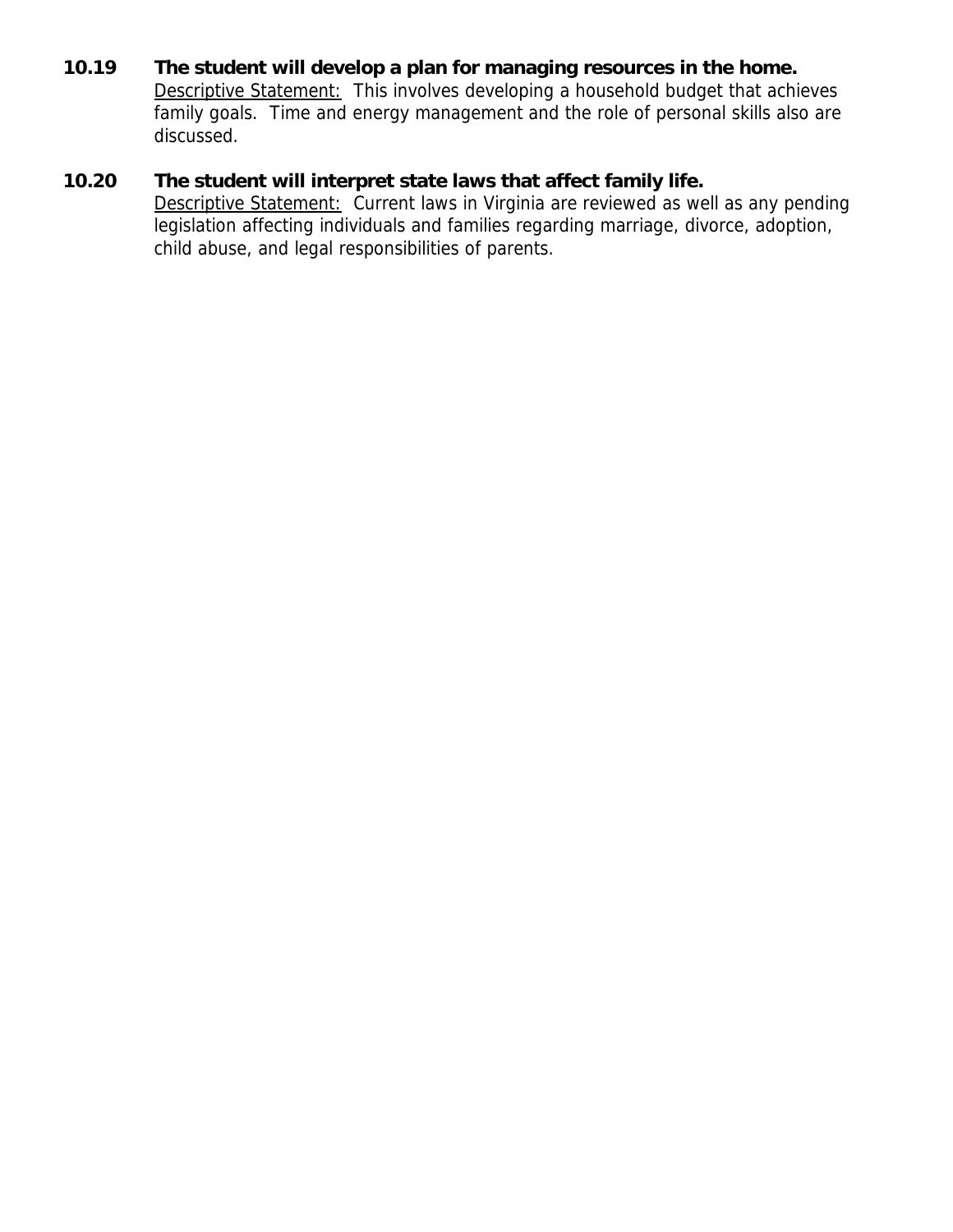**10.19 The student will develop a plan for managing resources in the home.**

Descriptive Statement: This involves developing a household budget that achieves family goals. Time and energy management and the role of personal skills also are discussed.

**10.20 The student will interpret state laws that affect family life.**

Descriptive Statement: Current laws in Virginia are reviewed as well as any pending legislation affecting individuals and families regarding marriage, divorce, adoption, child abuse, and legal responsibilities of parents.